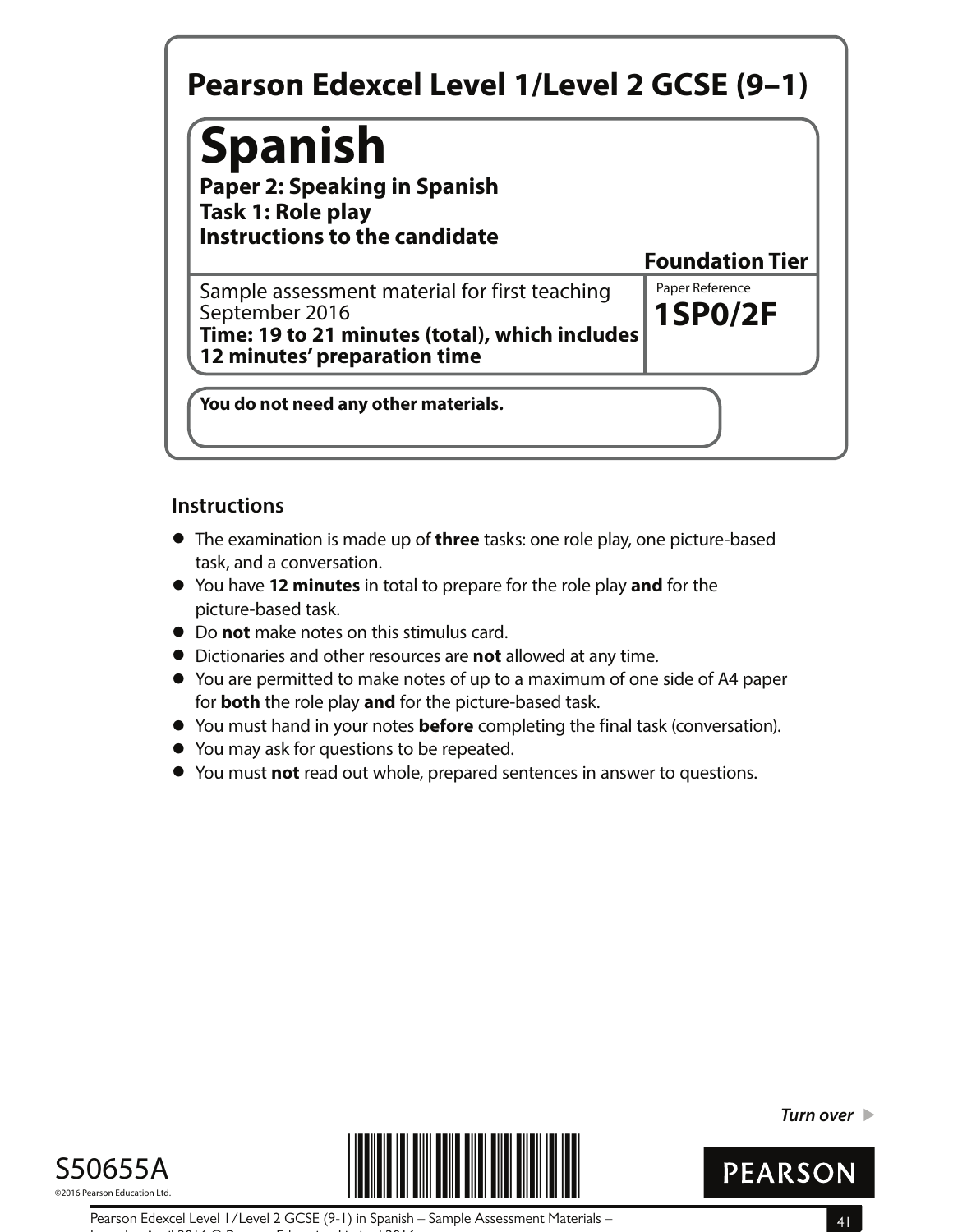# Pearson Edexcel Level 1/Level 2 GCSE (9–1)

# Spanish

**Paper 2: Speaking in Spanish**
**Task 1: Role play**
**Instructions to the candidate**

**Foundation Tier**

Sample assessment material for first teaching September 2016
**Time: 19 to 21 minutes (total), which includes 12 minutes' preparation time**

Paper Reference
**1SP0/2F**

**You do not need any other materials.**

## Instructions

- The examination is made up of **three** tasks: one role play, one picture-based task, and a conversation.
- You have **12 minutes** in total to prepare for the role play **and** for the picture-based task.
- Do **not** make notes on this stimulus card.
- Dictionaries and other resources are **not** allowed at any time.
- You are permitted to make notes of up to a maximum of one side of A4 paper for **both** the role play **and** for the picture-based task.
- You must hand in your notes **before** completing the final task (conversation).
- You may ask for questions to be repeated.
- You must **not** read out whole, prepared sentences in answer to questions.

*Turn over* ▶

S50655A
©2016 Pearson Education Ltd.

PEARSON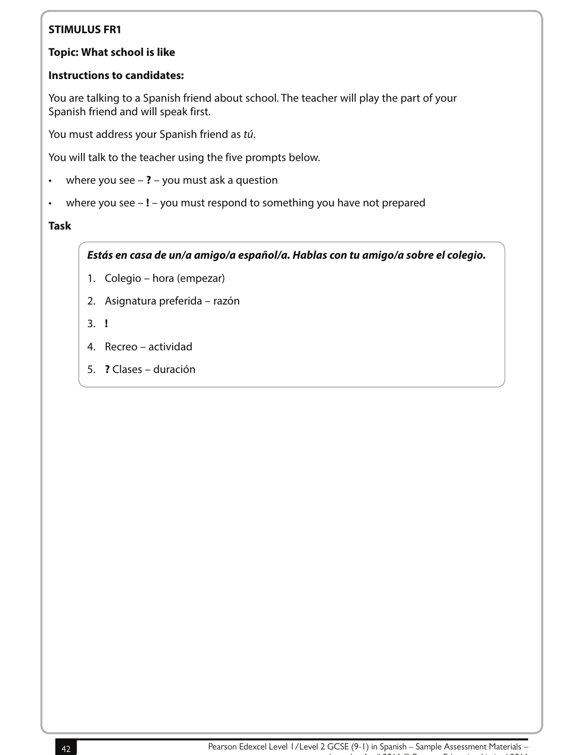**STIMULUS FR1**

**Topic: What school is like**

**Instructions to candidates:**

You are talking to a Spanish friend about school. The teacher will play the part of your Spanish friend and will speak first.

You must address your Spanish friend as *tú*.

You will talk to the teacher using the five prompts below.

- where you see – **?** – you must ask a question
- where you see – **!** – you must respond to something you have not prepared

**Task**

***Estás en casa de un/a amigo/a español/a. Hablas con tu amigo/a sobre el colegio.***

1. Colegio – hora (empezar)
2. Asignatura preferida – razón
3. **!**
4. Recreo – actividad
5. **?** Clases – duración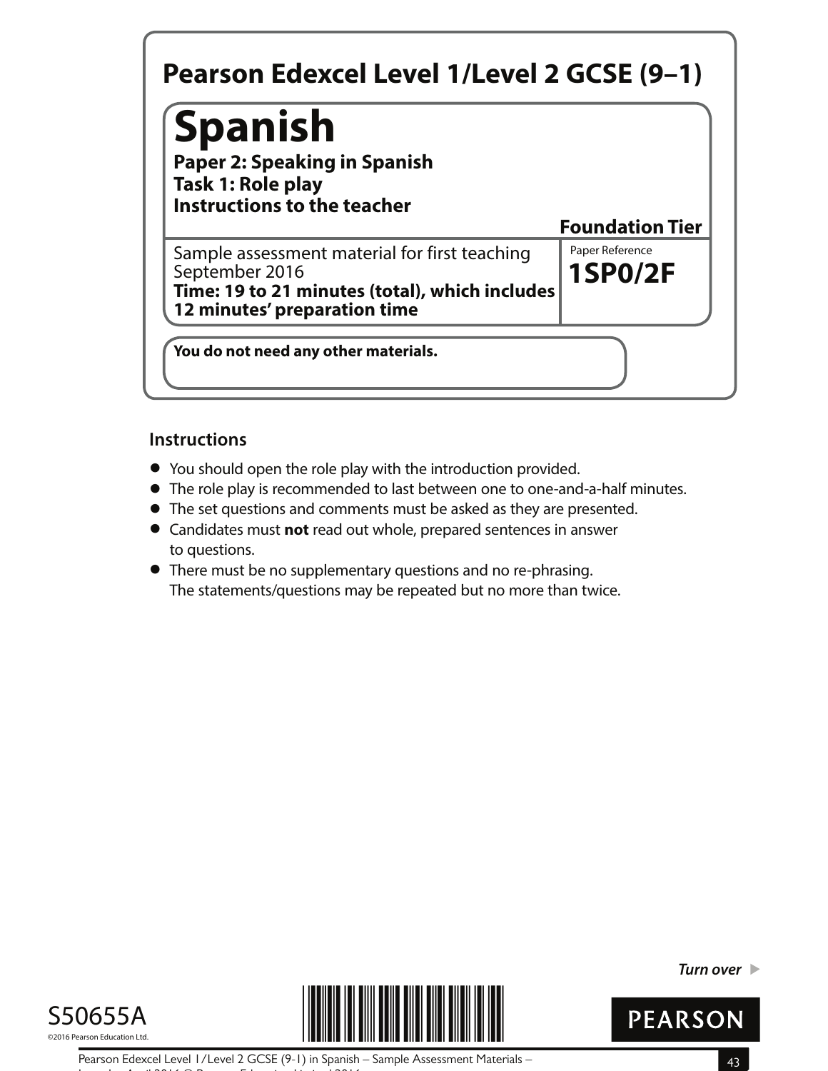# Pearson Edexcel Level 1/Level 2 GCSE (9–1)

# Spanish

**Paper 2: Speaking in Spanish**
**Task 1: Role play**
**Instructions to the teacher**

**Foundation Tier**

Sample assessment material for first teaching September 2016
**Time: 19 to 21 minutes (total), which includes 12 minutes' preparation time**

Paper Reference
**1SP0/2F**

**You do not need any other materials.**

## Instructions

- You should open the role play with the introduction provided.
- The role play is recommended to last between one to one-and-a-half minutes.
- The set questions and comments must be asked as they are presented.
- Candidates must **not** read out whole, prepared sentences in answer to questions.
- There must be no supplementary questions and no re-phrasing. The statements/questions may be repeated but no more than twice.

*Turn over* ▶

S50655A
©2016 Pearson Education Ltd.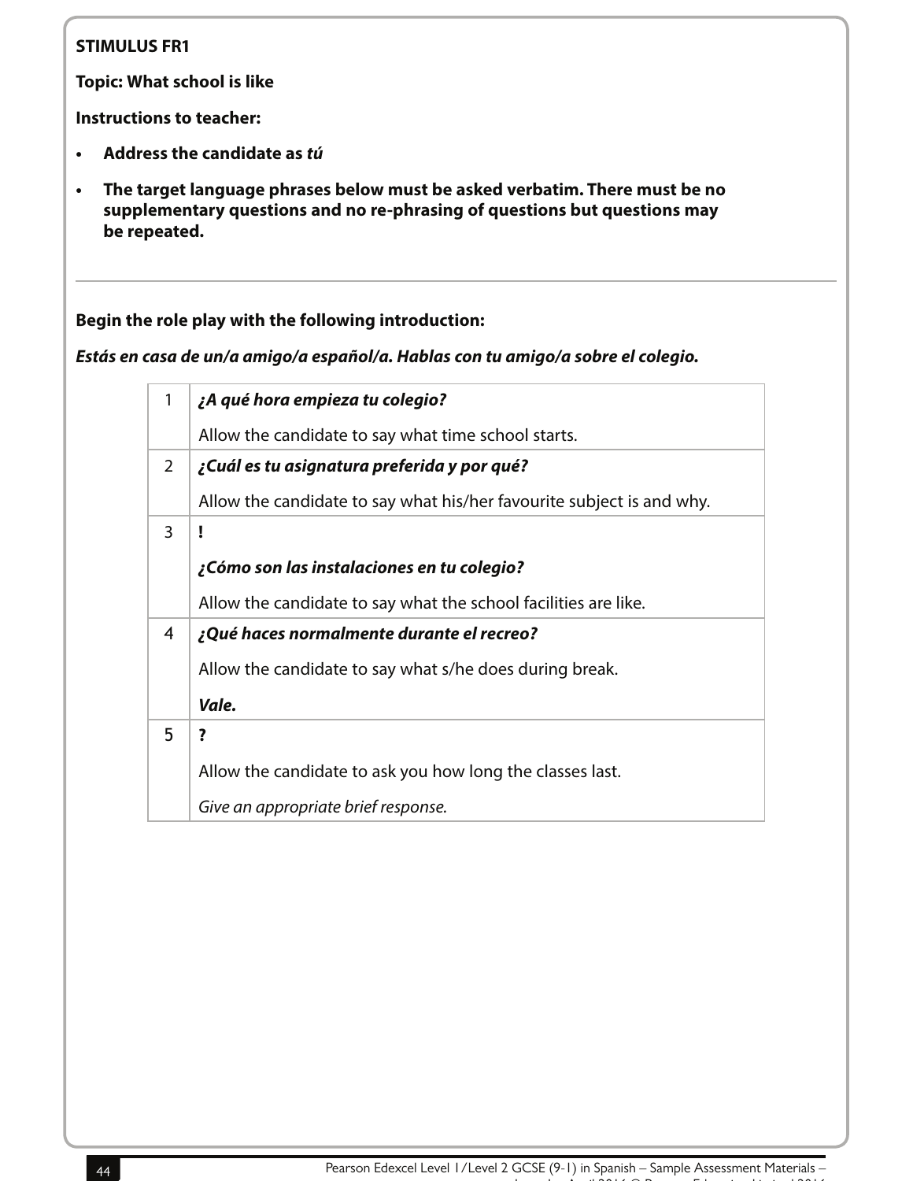**STIMULUS FR1**

**Topic: What school is like**

**Instructions to teacher:**

- **Address the candidate as *tú***
- **The target language phrases below must be asked verbatim. There must be no supplementary questions and no re-phrasing of questions but questions may be repeated.**

---

**Begin the role play with the following introduction:**

***Estás en casa de un/a amigo/a español/a. Hablas con tu amigo/a sobre el colegio.***

| | |
|---|---|
| 1 | ***¿A qué hora empieza tu colegio?***<br><br>Allow the candidate to say what time school starts. |
| 2 | ***¿Cuál es tu asignatura preferida y por qué?***<br><br>Allow the candidate to say what his/her favourite subject is and why. |
| 3 | **!**<br><br>***¿Cómo son las instalaciones en tu colegio?***<br><br>Allow the candidate to say what the school facilities are like. |
| 4 | ***¿Qué haces normalmente durante el recreo?***<br><br>Allow the candidate to say what s/he does during break.<br><br>***Vale.*** |
| 5 | **?**<br><br>Allow the candidate to ask you how long the classes last.<br><br>*Give an appropriate brief response.* |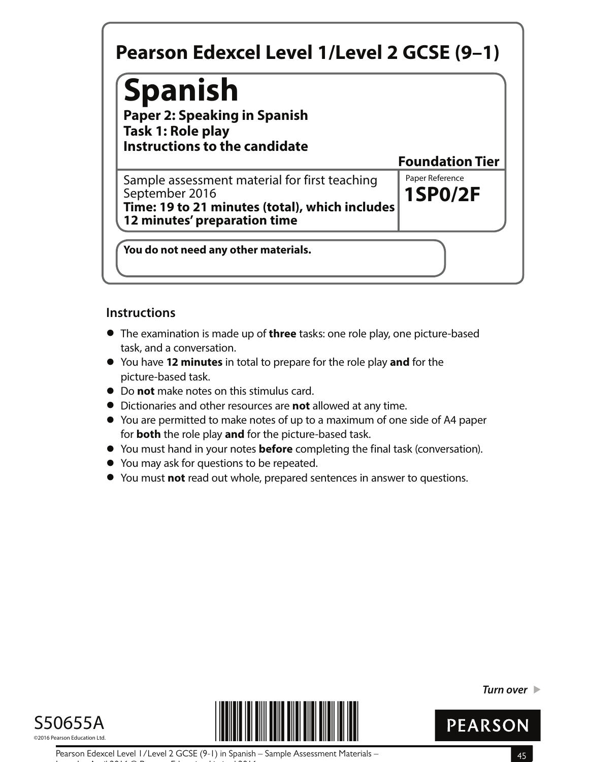# Pearson Edexcel Level 1/Level 2 GCSE (9–1)

# Spanish

**Paper 2: Speaking in Spanish**
**Task 1: Role play**
**Instructions to the candidate**

**Foundation Tier**

Sample assessment material for first teaching September 2016
**Time: 19 to 21 minutes (total), which includes 12 minutes' preparation time**

Paper Reference
**1SP0/2F**

**You do not need any other materials.**

## Instructions

- The examination is made up of **three** tasks: one role play, one picture-based task, and a conversation.
- You have **12 minutes** in total to prepare for the role play **and** for the picture-based task.
- Do **not** make notes on this stimulus card.
- Dictionaries and other resources are **not** allowed at any time.
- You are permitted to make notes of up to a maximum of one side of A4 paper for **both** the role play **and** for the picture-based task.
- You must hand in your notes **before** completing the final task (conversation).
- You may ask for questions to be repeated.
- You must **not** read out whole, prepared sentences in answer to questions.

*Turn over* ▶

S50655A
©2016 Pearson Education Ltd.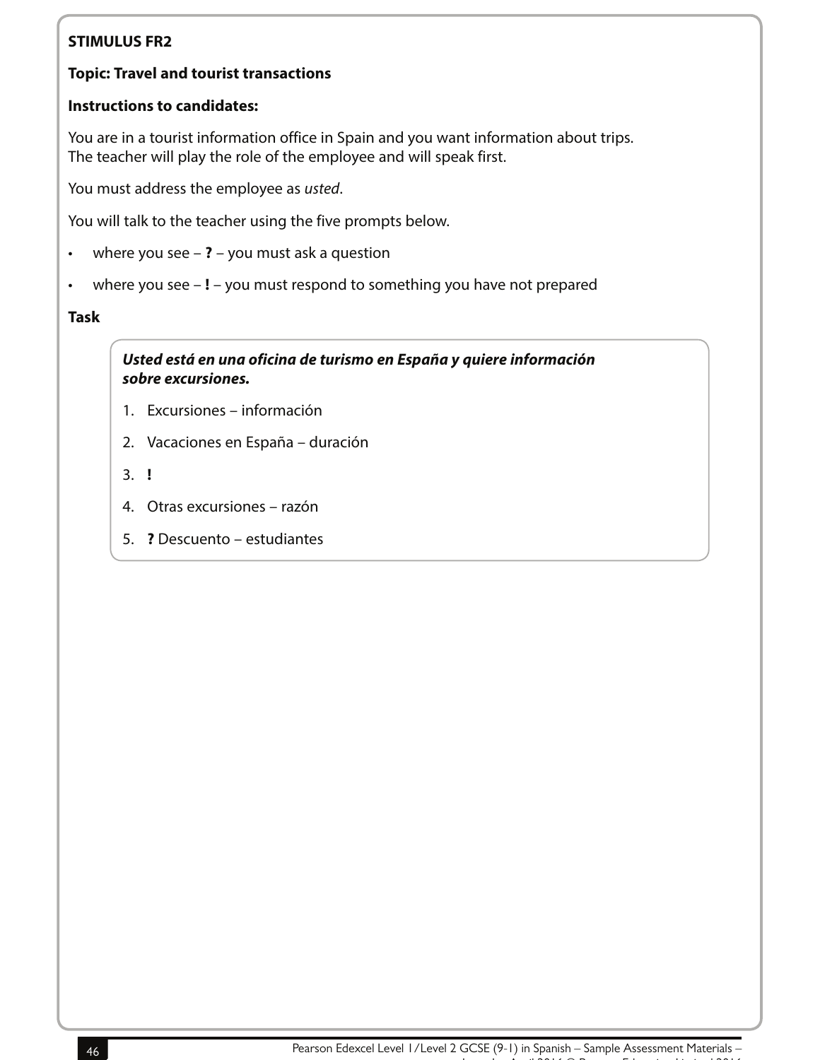**STIMULUS FR2**

**Topic: Travel and tourist transactions**

**Instructions to candidates:**

You are in a tourist information office in Spain and you want information about trips.
The teacher will play the role of the employee and will speak first.

You must address the employee as *usted*.

You will talk to the teacher using the five prompts below.

- where you see – **?** – you must ask a question
- where you see – **!** – you must respond to something you have not prepared

**Task**

***Usted está en una oficina de turismo en España y quiere información sobre excursiones.***

1. Excursiones – información
2. Vacaciones en España – duración
3. **!**
4. Otras excursiones – razón
5. **?** Descuento – estudiantes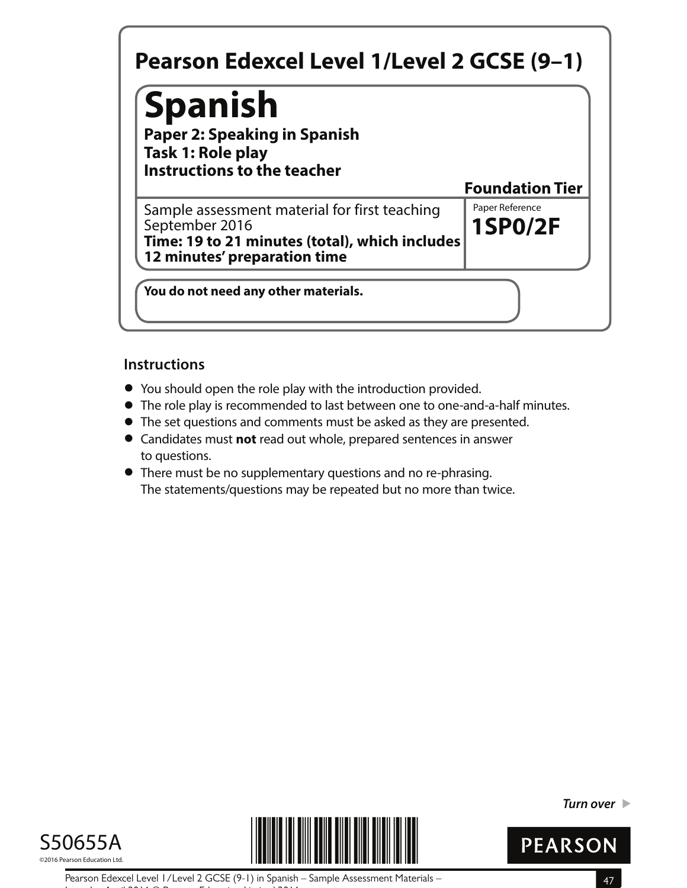# Pearson Edexcel Level 1/Level 2 GCSE (9–1)

# Spanish

**Paper 2: Speaking in Spanish**
**Task 1: Role play**
**Instructions to the teacher**

**Foundation Tier**

Sample assessment material for first teaching September 2016
**Time: 19 to 21 minutes (total), which includes 12 minutes' preparation time**

Paper Reference
**1SP0/2F**

**You do not need any other materials.**

## Instructions

- You should open the role play with the introduction provided.
- The role play is recommended to last between one to one-and-a-half minutes.
- The set questions and comments must be asked as they are presented.
- Candidates must **not** read out whole, prepared sentences in answer to questions.
- There must be no supplementary questions and no re-phrasing. The statements/questions may be repeated but no more than twice.

*Turn over* ▶

S50655A
©2016 Pearson Education Ltd.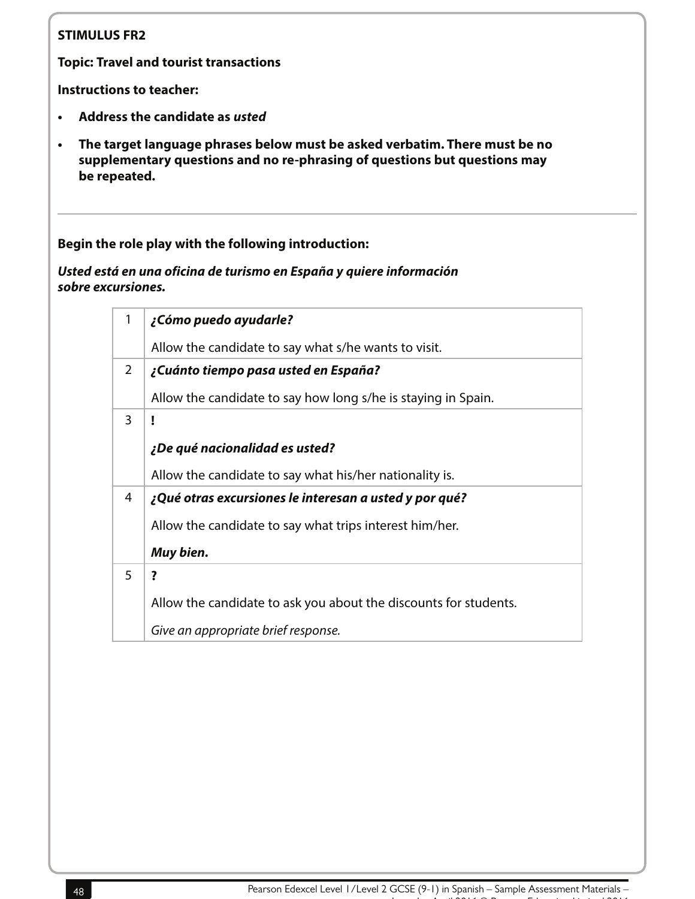**STIMULUS FR2**

**Topic: Travel and tourist transactions**

**Instructions to teacher:**

- **Address the candidate as *usted***
- **The target language phrases below must be asked verbatim. There must be no supplementary questions and no re-phrasing of questions but questions may be repeated.**

---

**Begin the role play with the following introduction:**

***Usted está en una oficina de turismo en España y quiere información sobre excursiones.***

| | |
|---|---|
| 1 | ***¿Cómo puedo ayudarle?***<br><br>Allow the candidate to say what s/he wants to visit. |
| 2 | ***¿Cuánto tiempo pasa usted en España?***<br><br>Allow the candidate to say how long s/he is staying in Spain. |
| 3 | **!**<br><br>***¿De qué nacionalidad es usted?***<br><br>Allow the candidate to say what his/her nationality is. |
| 4 | ***¿Qué otras excursiones le interesan a usted y por qué?***<br><br>Allow the candidate to say what trips interest him/her.<br><br>***Muy bien.*** |
| 5 | **?**<br><br>Allow the candidate to ask you about the discounts for students.<br><br>*Give an appropriate brief response.* |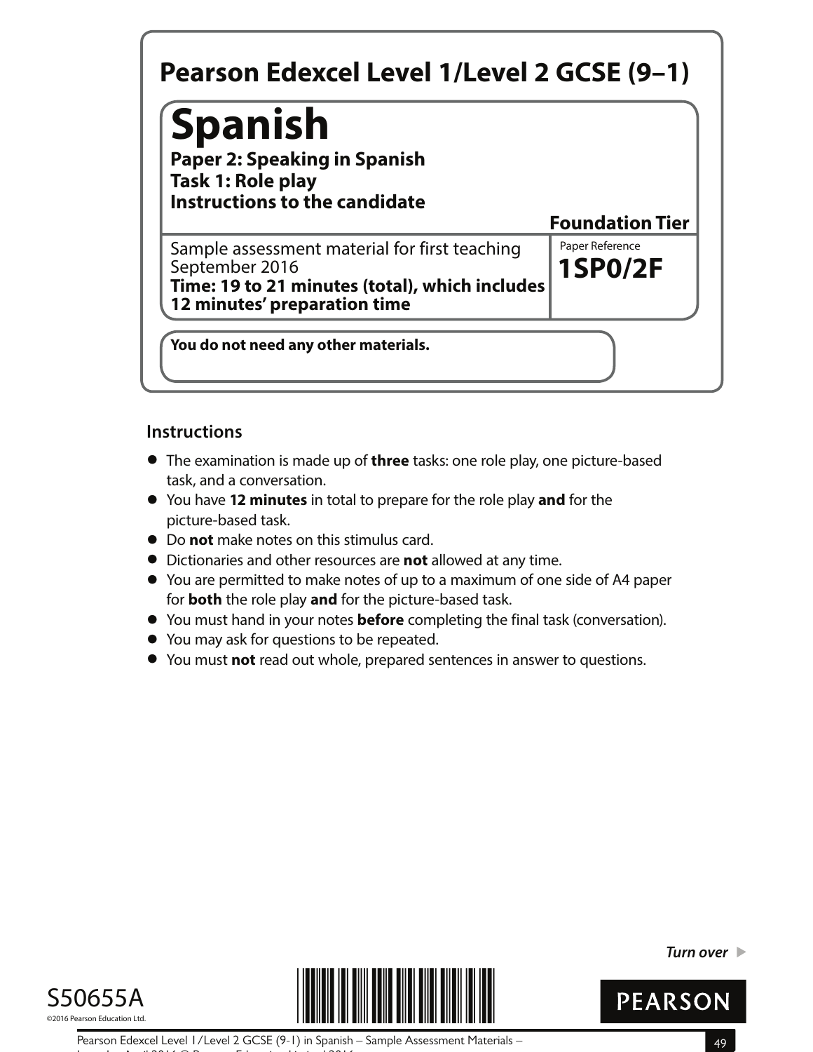# Pearson Edexcel Level 1/Level 2 GCSE (9–1)

## Spanish

**Paper 2: Speaking in Spanish**
**Task 1: Role play**
**Instructions to the candidate**

**Foundation Tier**

Sample assessment material for first teaching September 2016
**Time: 19 to 21 minutes (total), which includes 12 minutes' preparation time**

Paper Reference
**1SP0/2F**

**You do not need any other materials.**

### Instructions

- The examination is made up of **three** tasks: one role play, one picture-based task, and a conversation.
- You have **12 minutes** in total to prepare for the role play **and** for the picture-based task.
- Do **not** make notes on this stimulus card.
- Dictionaries and other resources are **not** allowed at any time.
- You are permitted to make notes of up to a maximum of one side of A4 paper for **both** the role play **and** for the picture-based task.
- You must hand in your notes **before** completing the final task (conversation).
- You may ask for questions to be repeated.
- You must **not** read out whole, prepared sentences in answer to questions.

*Turn over* ▶

S50655A
©2016 Pearson Education Ltd.

PEARSON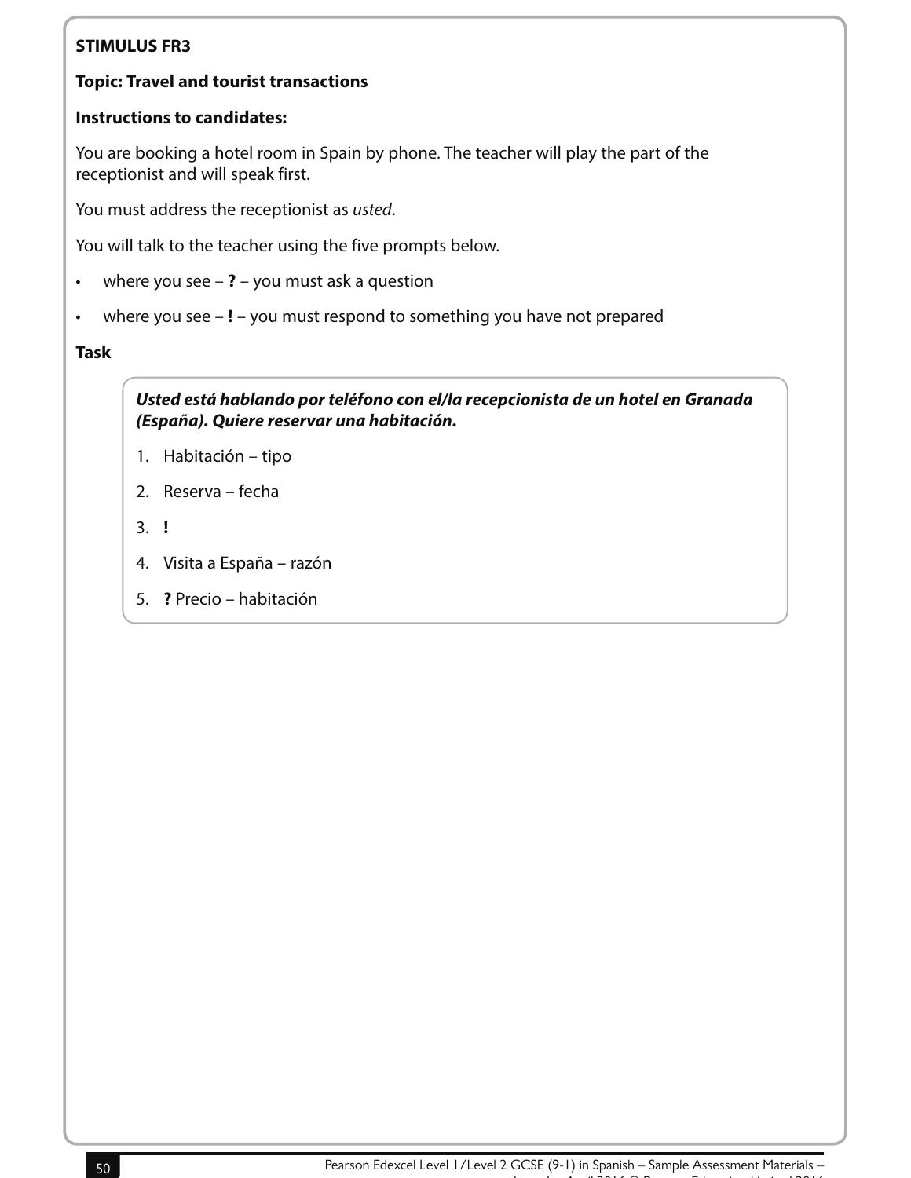**STIMULUS FR3**

**Topic: Travel and tourist transactions**

**Instructions to candidates:**

You are booking a hotel room in Spain by phone. The teacher will play the part of the receptionist and will speak first.

You must address the receptionist as *usted*.

You will talk to the teacher using the five prompts below.

- where you see – **?** – you must ask a question
- where you see – **!** – you must respond to something you have not prepared

**Task**

***Usted está hablando por teléfono con el/la recepcionista de un hotel en Granada (España). Quiere reservar una habitación.***

1. Habitación – tipo
2. Reserva – fecha
3. **!**
4. Visita a España – razón
5. **?** Precio – habitación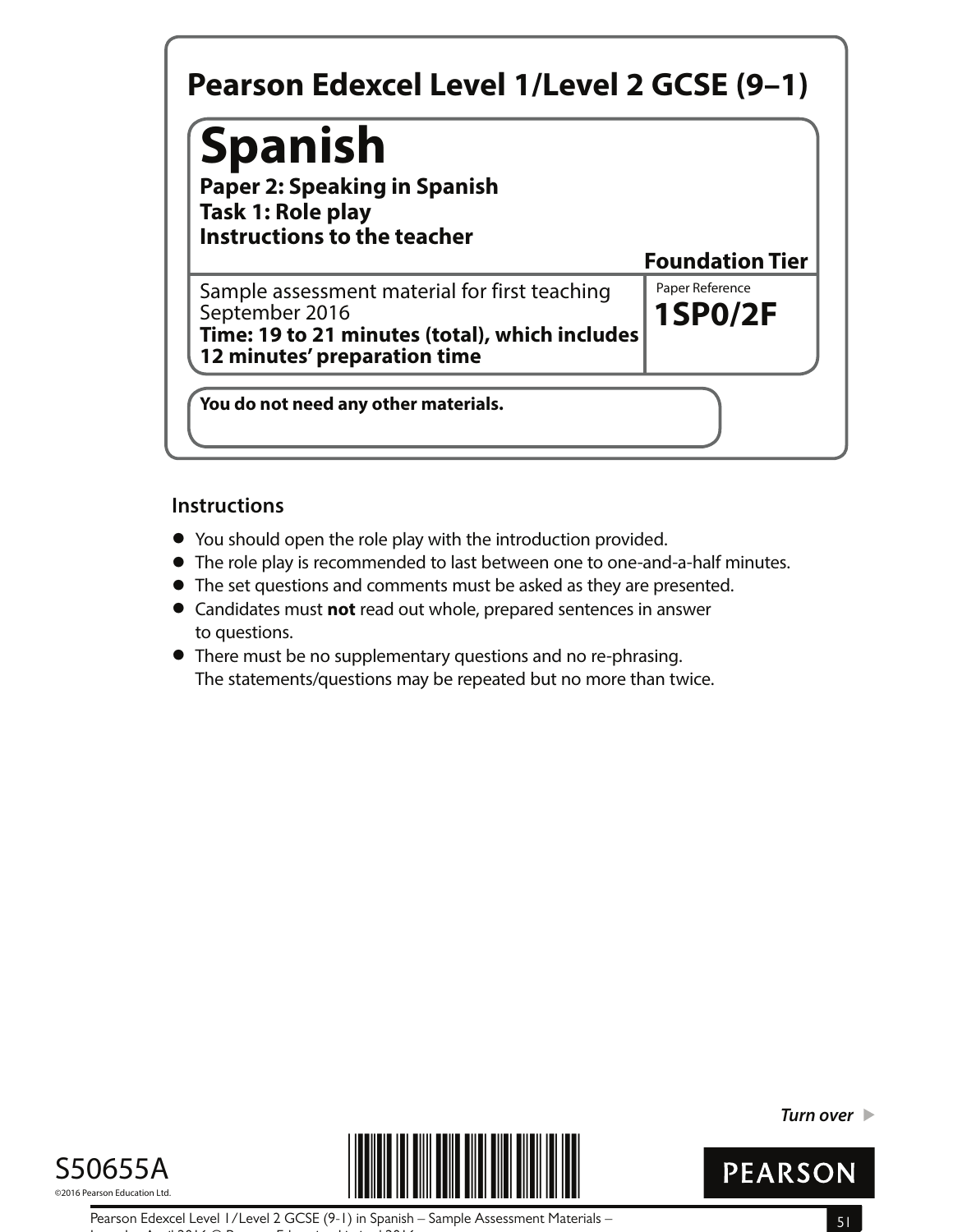# Pearson Edexcel Level 1/Level 2 GCSE (9–1)

# Spanish

**Paper 2: Speaking in Spanish**
**Task 1: Role play**
**Instructions to the teacher**

**Foundation Tier**

Sample assessment material for first teaching September 2016
**Time: 19 to 21 minutes (total), which includes 12 minutes' preparation time**

Paper Reference
**1SP0/2F**

**You do not need any other materials.**

## Instructions

- You should open the role play with the introduction provided.
- The role play is recommended to last between one to one-and-a-half minutes.
- The set questions and comments must be asked as they are presented.
- Candidates must **not** read out whole, prepared sentences in answer to questions.
- There must be no supplementary questions and no re-phrasing. The statements/questions may be repeated but no more than twice.

***Turn over***

S50655A

©2016 Pearson Education Ltd.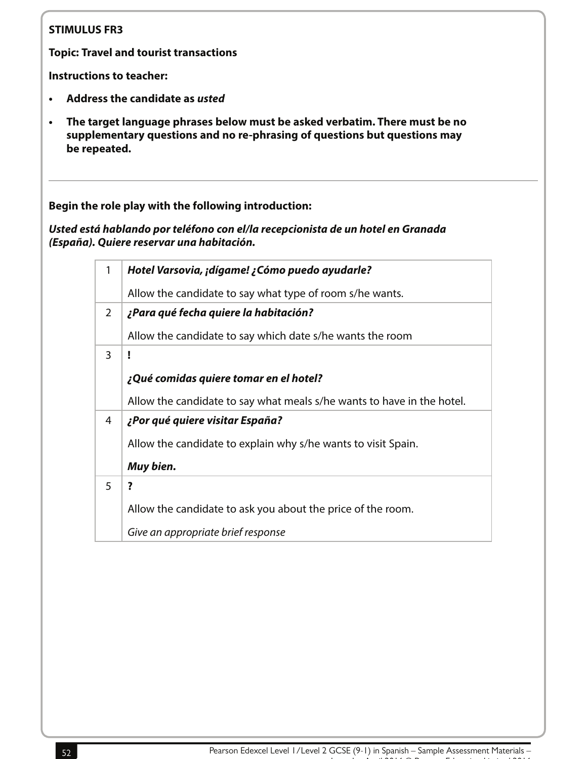**STIMULUS FR3**

**Topic: Travel and tourist transactions**

**Instructions to teacher:**

- **Address the candidate as *usted***
- **The target language phrases below must be asked verbatim. There must be no supplementary questions and no re-phrasing of questions but questions may be repeated.**

---

**Begin the role play with the following introduction:**

***Usted está hablando por teléfono con el/la recepcionista de un hotel en Granada (España). Quiere reservar una habitación.***

| | |
|---|---|
| 1 | ***Hotel Varsovia, ¡dígame! ¿Cómo puedo ayudarle?***<br><br>Allow the candidate to say what type of room s/he wants. |
| 2 | ***¿Para qué fecha quiere la habitación?***<br><br>Allow the candidate to say which date s/he wants the room |
| 3 | **!**<br><br>***¿Qué comidas quiere tomar en el hotel?***<br><br>Allow the candidate to say what meals s/he wants to have in the hotel. |
| 4 | ***¿Por qué quiere visitar España?***<br><br>Allow the candidate to explain why s/he wants to visit Spain.<br><br>***Muy bien.*** |
| 5 | **?**<br><br>Allow the candidate to ask you about the price of the room.<br><br>*Give an appropriate brief response* |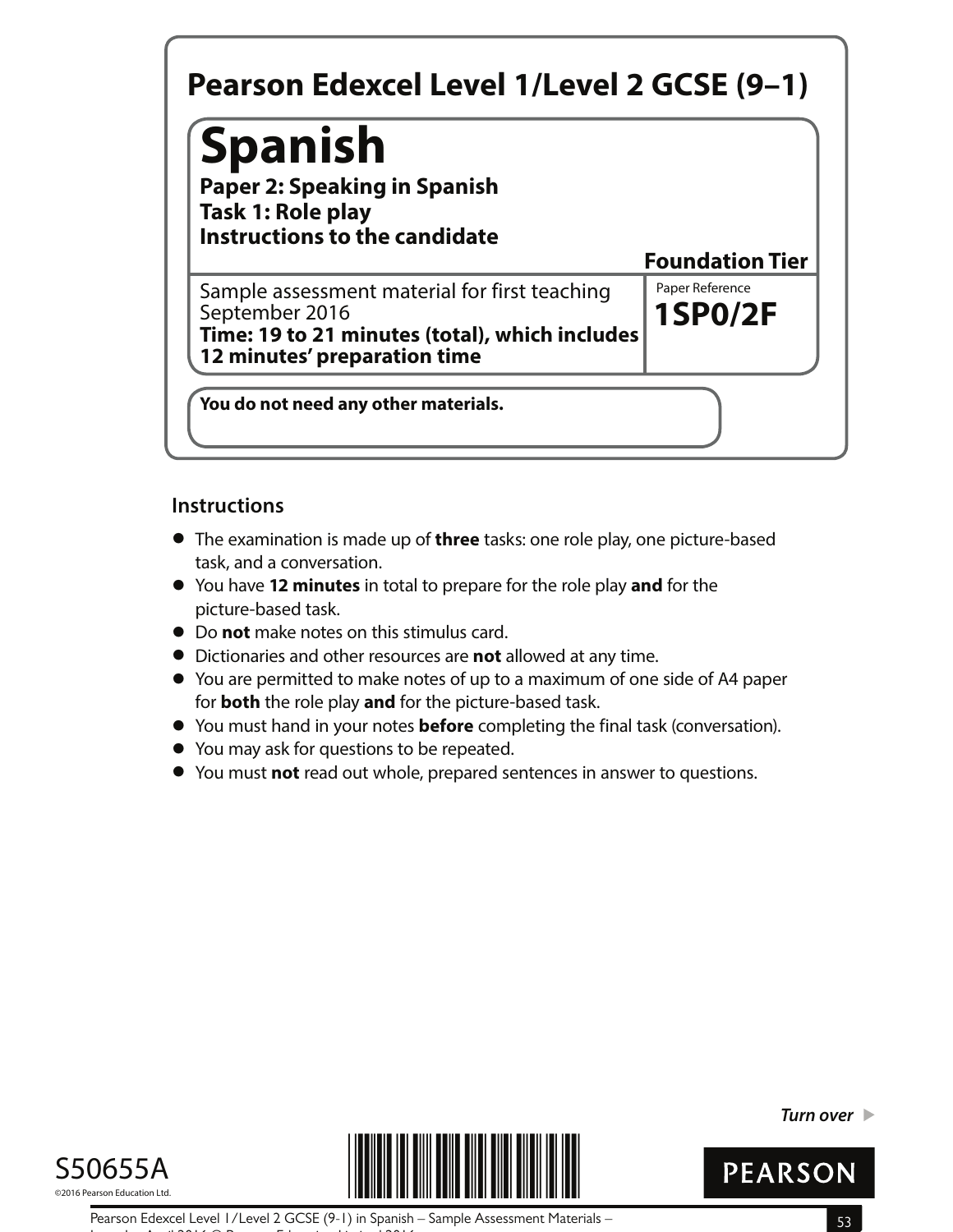# Pearson Edexcel Level 1/Level 2 GCSE (9–1)

# Spanish

**Paper 2: Speaking in Spanish**
**Task 1: Role play**
**Instructions to the candidate**

**Foundation Tier**

Sample assessment material for first teaching September 2016
**Time: 19 to 21 minutes (total), which includes 12 minutes' preparation time**

Paper Reference
**1SP0/2F**

**You do not need any other materials.**

## Instructions

- The examination is made up of **three** tasks: one role play, one picture-based task, and a conversation.
- You have **12 minutes** in total to prepare for the role play **and** for the picture-based task.
- Do **not** make notes on this stimulus card.
- Dictionaries and other resources are **not** allowed at any time.
- You are permitted to make notes of up to a maximum of one side of A4 paper for **both** the role play **and** for the picture-based task.
- You must hand in your notes **before** completing the final task (conversation).
- You may ask for questions to be repeated.
- You must **not** read out whole, prepared sentences in answer to questions.

*Turn over* ▶

S50655A
©2016 Pearson Education Ltd.

PEARSON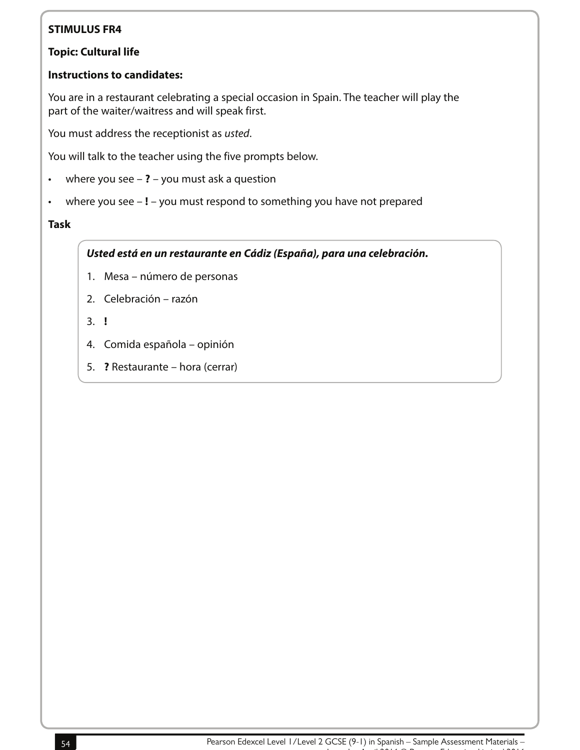**STIMULUS FR4**

**Topic: Cultural life**

**Instructions to candidates:**

You are in a restaurant celebrating a special occasion in Spain. The teacher will play the part of the waiter/waitress and will speak first.

You must address the receptionist as *usted*.

You will talk to the teacher using the five prompts below.

- where you see – **?** – you must ask a question
- where you see – **!** – you must respond to something you have not prepared

**Task**

***Usted está en un restaurante en Cádiz (España), para una celebración.***

1. Mesa – número de personas
2. Celebración – razón
3. **!**
4. Comida española – opinión
5. **?** Restaurante – hora (cerrar)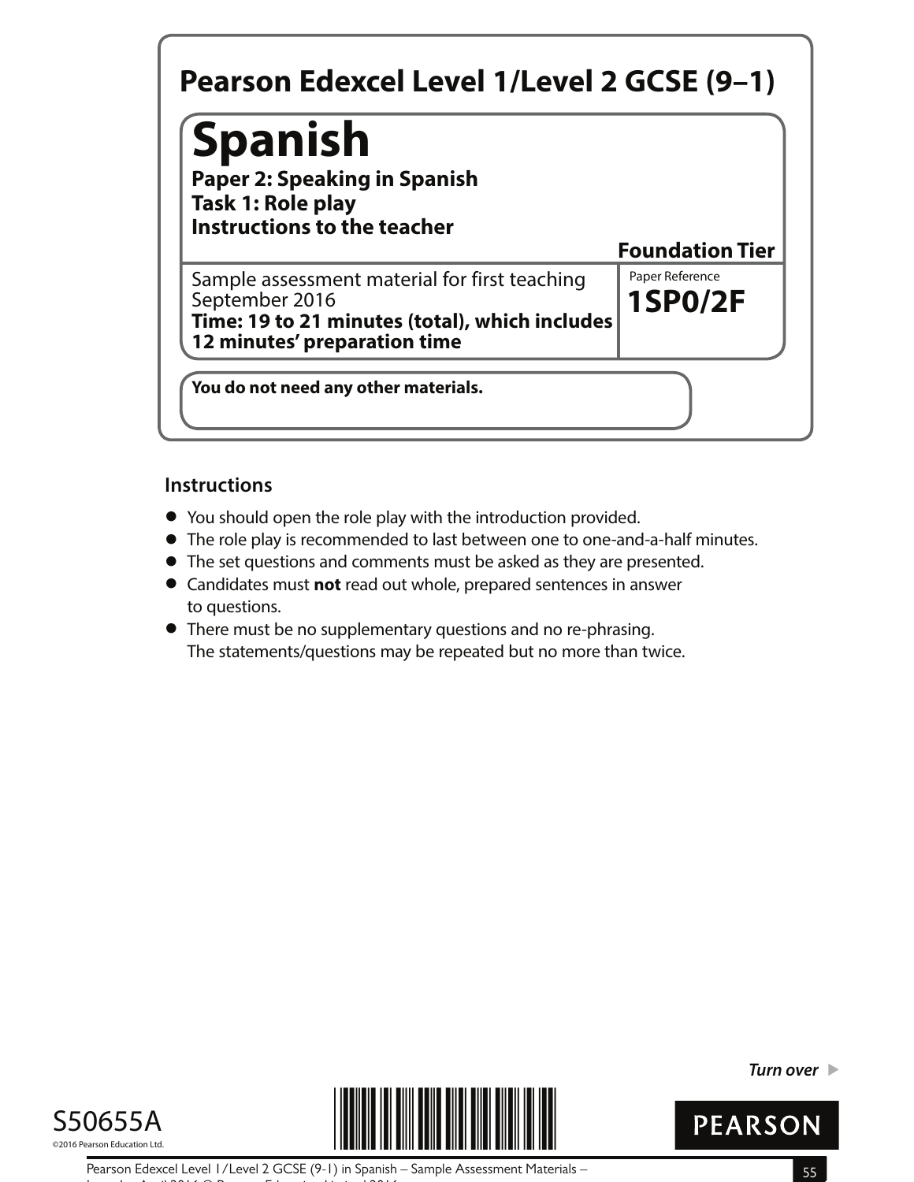# Pearson Edexcel Level 1/Level 2 GCSE (9–1)

# Spanish

**Paper 2: Speaking in Spanish**
**Task 1: Role play**
**Instructions to the teacher**

**Foundation Tier**

Sample assessment material for first teaching September 2016
**Time: 19 to 21 minutes (total), which includes 12 minutes' preparation time**

Paper Reference
**1SP0/2F**

**You do not need any other materials.**

## Instructions

- You should open the role play with the introduction provided.
- The role play is recommended to last between one to one-and-a-half minutes.
- The set questions and comments must be asked as they are presented.
- Candidates must **not** read out whole, prepared sentences in answer to questions.
- There must be no supplementary questions and no re-phrasing. The statements/questions may be repeated but no more than twice.

*Turn over* ▶

S50655A

©2016 Pearson Education Ltd.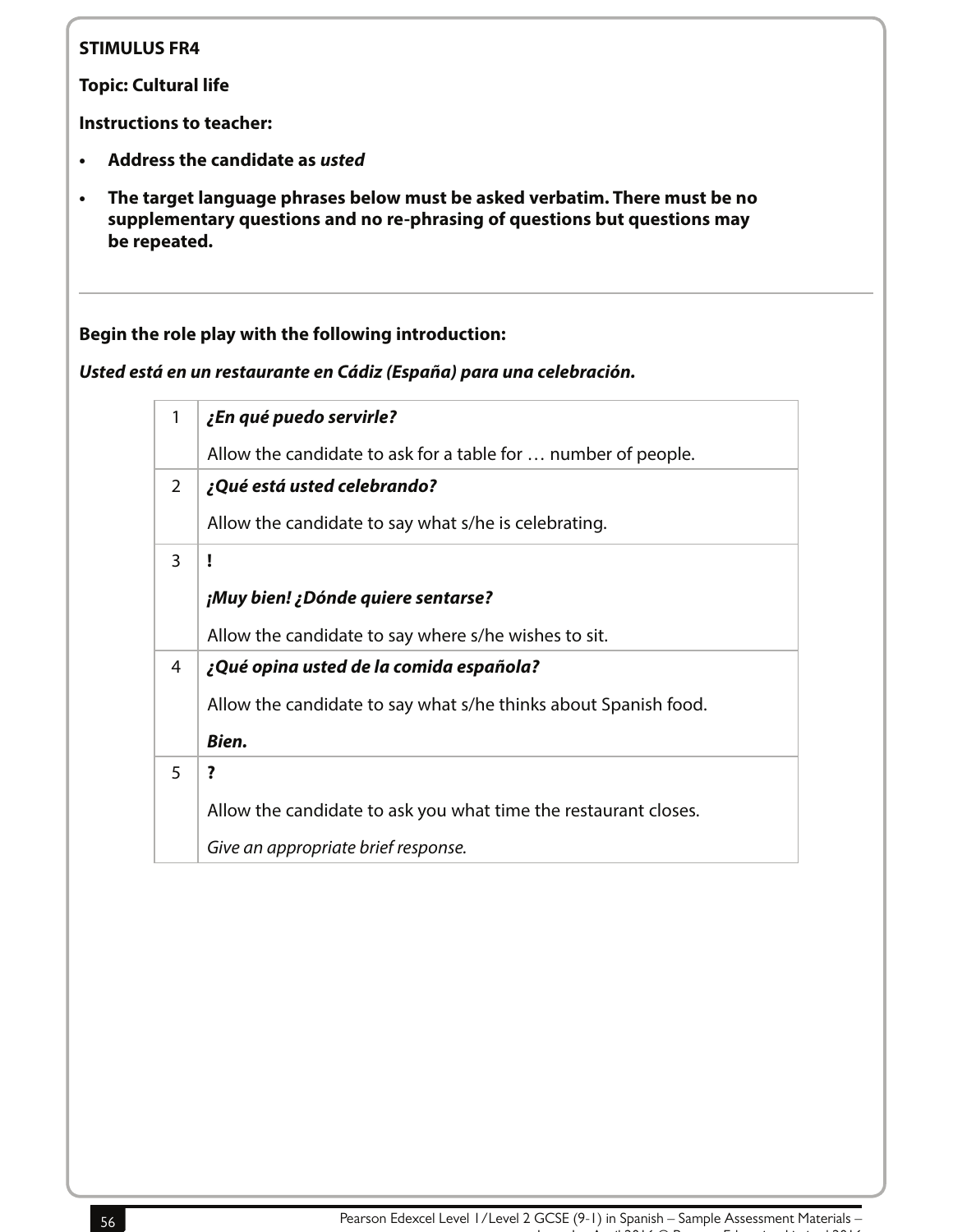**STIMULUS FR4**

**Topic: Cultural life**

**Instructions to teacher:**

- **Address the candidate as *usted***
- **The target language phrases below must be asked verbatim. There must be no supplementary questions and no re-phrasing of questions but questions may be repeated.**

---

**Begin the role play with the following introduction:**

***Usted está en un restaurante en Cádiz (España) para una celebración.***

| | |
|---|---|
| 1 | ***¿En qué puedo servirle?***<br><br>Allow the candidate to ask for a table for … number of people. |
| 2 | ***¿Qué está usted celebrando?***<br><br>Allow the candidate to say what s/he is celebrating. |
| 3 | **!**<br><br>***¡Muy bien! ¿Dónde quiere sentarse?***<br><br>Allow the candidate to say where s/he wishes to sit. |
| 4 | ***¿Qué opina usted de la comida española?***<br><br>Allow the candidate to say what s/he thinks about Spanish food.<br><br>***Bien.*** |
| 5 | **?**<br><br>Allow the candidate to ask you what time the restaurant closes.<br><br>*Give an appropriate brief response.* |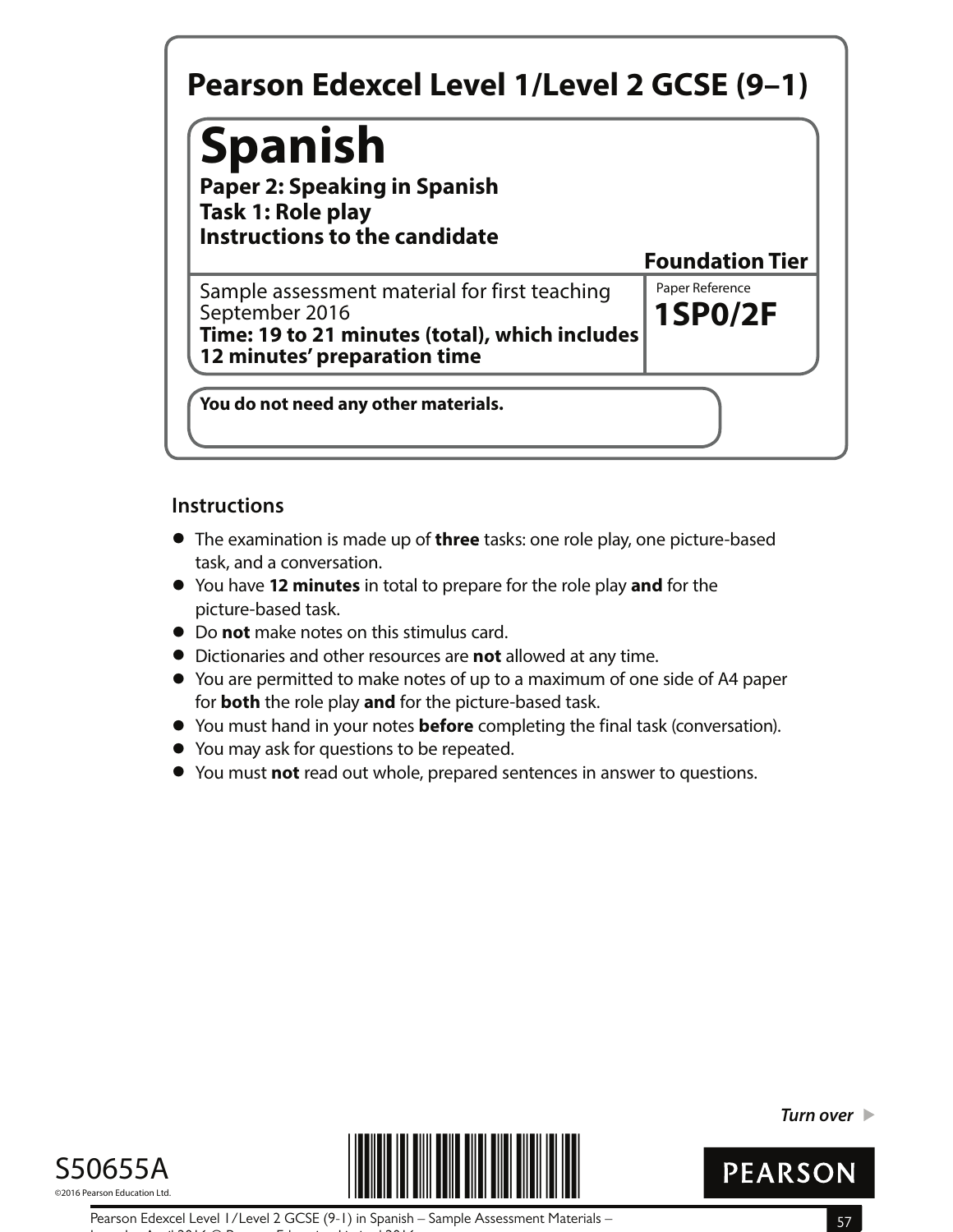# Pearson Edexcel Level 1/Level 2 GCSE (9–1)

# Spanish

**Paper 2: Speaking in Spanish**
**Task 1: Role play**
**Instructions to the candidate**

**Foundation Tier**

Sample assessment material for first teaching September 2016
**Time: 19 to 21 minutes (total), which includes 12 minutes' preparation time**

Paper Reference
**1SP0/2F**

**You do not need any other materials.**

## Instructions

- The examination is made up of **three** tasks: one role play, one picture-based task, and a conversation.
- You have **12 minutes** in total to prepare for the role play **and** for the picture-based task.
- Do **not** make notes on this stimulus card.
- Dictionaries and other resources are **not** allowed at any time.
- You are permitted to make notes of up to a maximum of one side of A4 paper for **both** the role play **and** for the picture-based task.
- You must hand in your notes **before** completing the final task (conversation).
- You may ask for questions to be repeated.
- You must **not** read out whole, prepared sentences in answer to questions.

*Turn over*

S50655A

©2016 Pearson Education Ltd.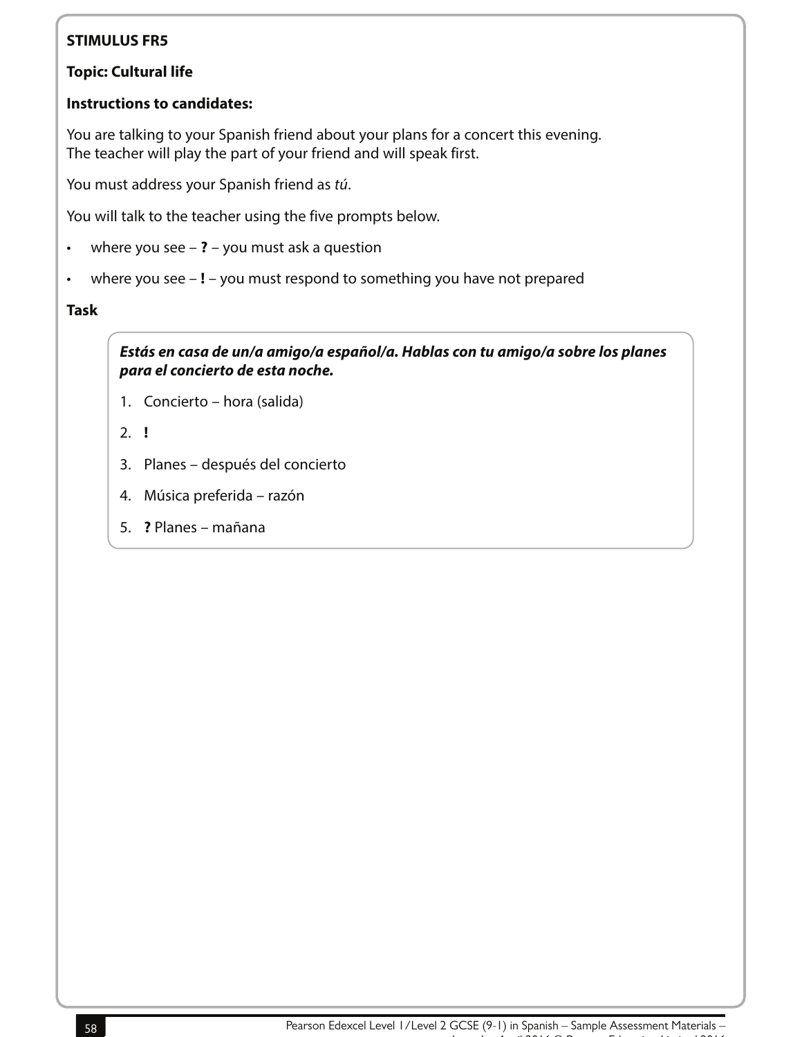**STIMULUS FR5**

**Topic: Cultural life**

**Instructions to candidates:**

You are talking to your Spanish friend about your plans for a concert this evening.
The teacher will play the part of your friend and will speak first.

You must address your Spanish friend as *tú*.

You will talk to the teacher using the five prompts below.

- where you see – **?** – you must ask a question
- where you see – **!** – you must respond to something you have not prepared

**Task**

***Estás en casa de un/a amigo/a español/a. Hablas con tu amigo/a sobre los planes para el concierto de esta noche.***

1. Concierto – hora (salida)
2. **!**
3. Planes – después del concierto
4. Música preferida – razón
5. **?** Planes – mañana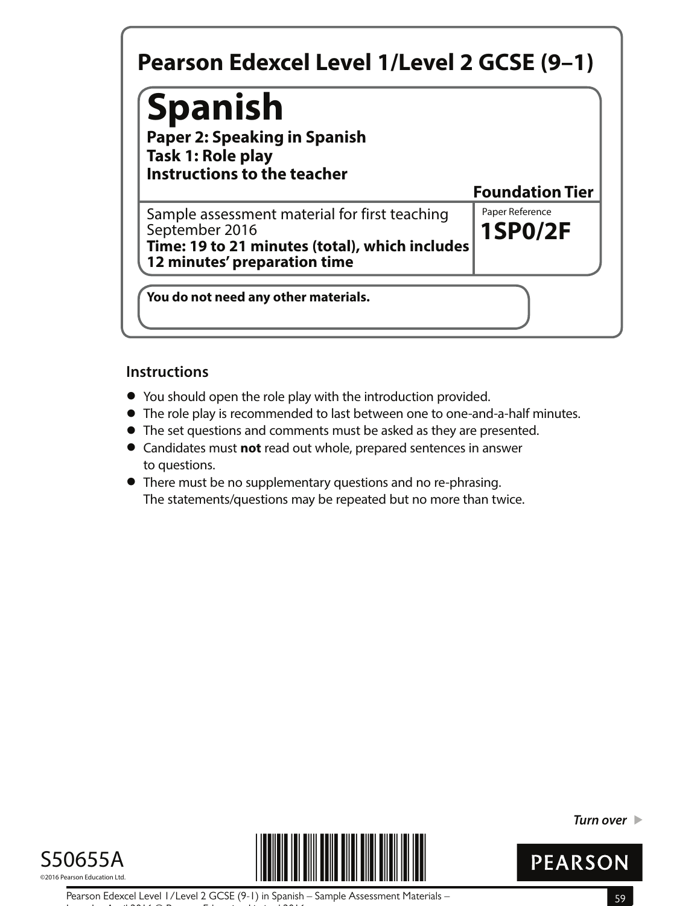# Pearson Edexcel Level 1/Level 2 GCSE (9–1)

# Spanish

**Paper 2: Speaking in Spanish**
**Task 1: Role play**
**Instructions to the teacher**

**Foundation Tier**

Sample assessment material for first teaching September 2016
**Time: 19 to 21 minutes (total), which includes 12 minutes' preparation time**

Paper Reference
**1SP0/2F**

**You do not need any other materials.**

## Instructions

- You should open the role play with the introduction provided.
- The role play is recommended to last between one to one-and-a-half minutes.
- The set questions and comments must be asked as they are presented.
- Candidates must **not** read out whole, prepared sentences in answer to questions.
- There must be no supplementary questions and no re-phrasing. The statements/questions may be repeated but no more than twice.

***Turn over***

S50655A
©2016 Pearson Education Ltd.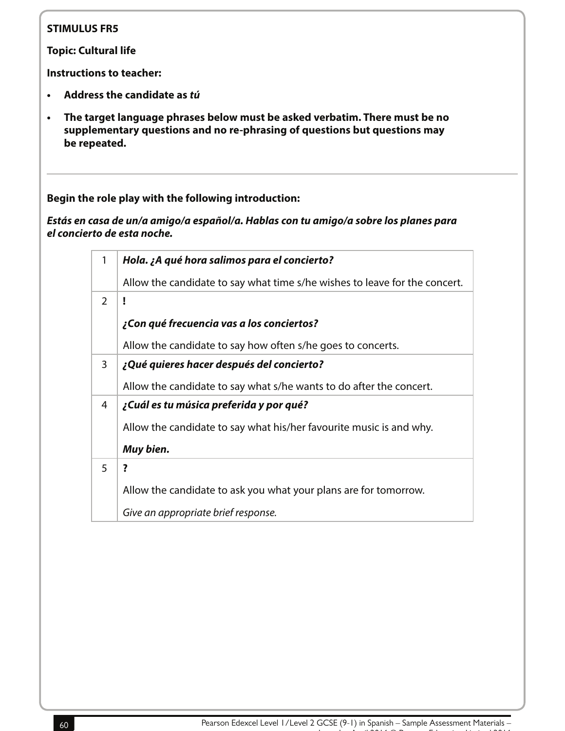**STIMULUS FR5**

**Topic: Cultural life**

**Instructions to teacher:**

- **Address the candidate as *tú***
- **The target language phrases below must be asked verbatim. There must be no supplementary questions and no re-phrasing of questions but questions may be repeated.**

---

**Begin the role play with the following introduction:**

***Estás en casa de un/a amigo/a español/a. Hablas con tu amigo/a sobre los planes para el concierto de esta noche.***

| | |
|---|---|
| 1 | ***Hola. ¿A qué hora salimos para el concierto?***<br><br>Allow the candidate to say what time s/he wishes to leave for the concert. |
| 2 | **!**<br><br>***¿Con qué frecuencia vas a los conciertos?***<br><br>Allow the candidate to say how often s/he goes to concerts. |
| 3 | ***¿Qué quieres hacer después del concierto?***<br><br>Allow the candidate to say what s/he wants to do after the concert. |
| 4 | ***¿Cuál es tu música preferida y por qué?***<br><br>Allow the candidate to say what his/her favourite music is and why.<br><br>***Muy bien.*** |
| 5 | **?**<br><br>Allow the candidate to ask you what your plans are for tomorrow.<br><br>*Give an appropriate brief response.* |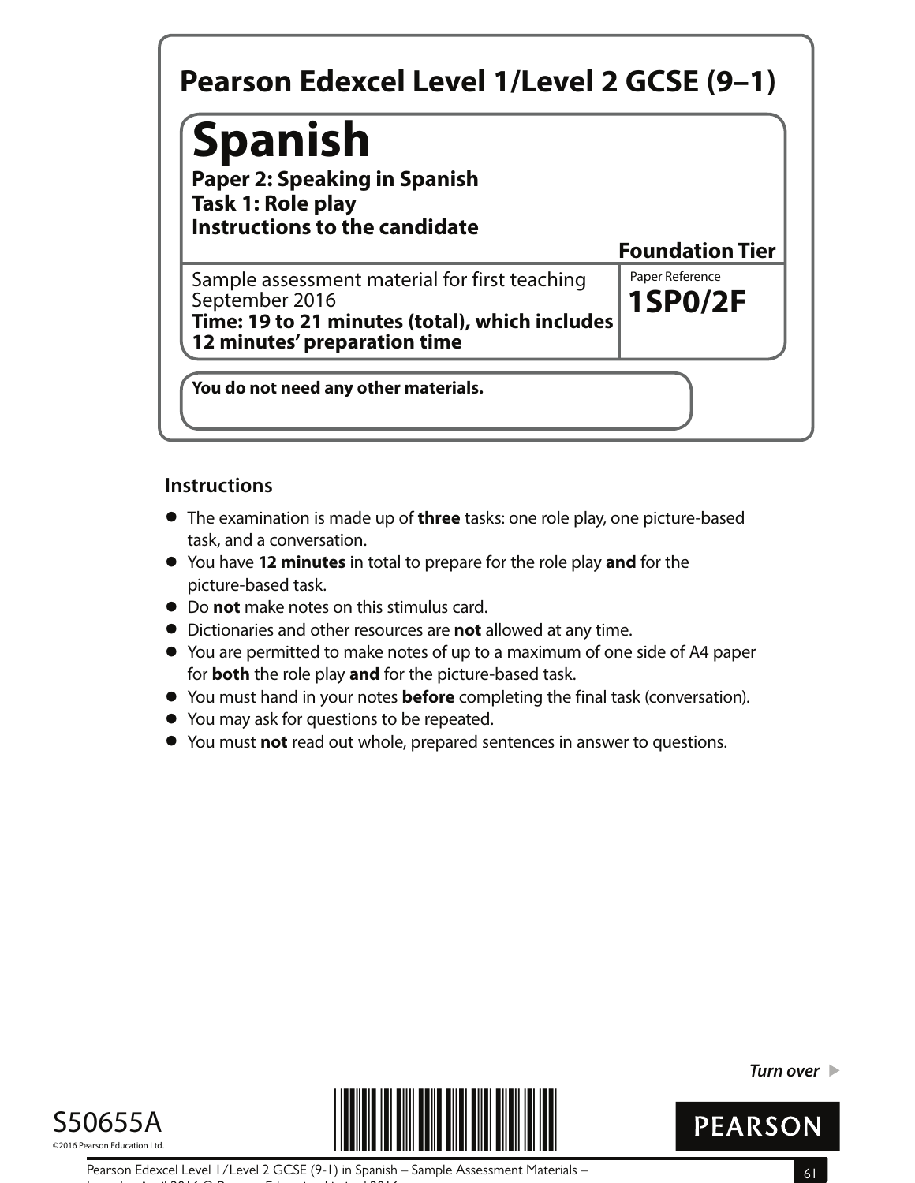# Pearson Edexcel Level 1/Level 2 GCSE (9–1)

# Spanish

**Paper 2: Speaking in Spanish**
**Task 1: Role play**
**Instructions to the candidate**

**Foundation Tier**

Sample assessment material for first teaching September 2016
**Time: 19 to 21 minutes (total), which includes 12 minutes' preparation time**

Paper Reference
**1SP0/2F**

**You do not need any other materials.**

## Instructions

- The examination is made up of **three** tasks: one role play, one picture-based task, and a conversation.
- You have **12 minutes** in total to prepare for the role play **and** for the picture-based task.
- Do **not** make notes on this stimulus card.
- Dictionaries and other resources are **not** allowed at any time.
- You are permitted to make notes of up to a maximum of one side of A4 paper for **both** the role play **and** for the picture-based task.
- You must hand in your notes **before** completing the final task (conversation).
- You may ask for questions to be repeated.
- You must **not** read out whole, prepared sentences in answer to questions.

*Turn over* ▶

S50655A
©2016 Pearson Education Ltd.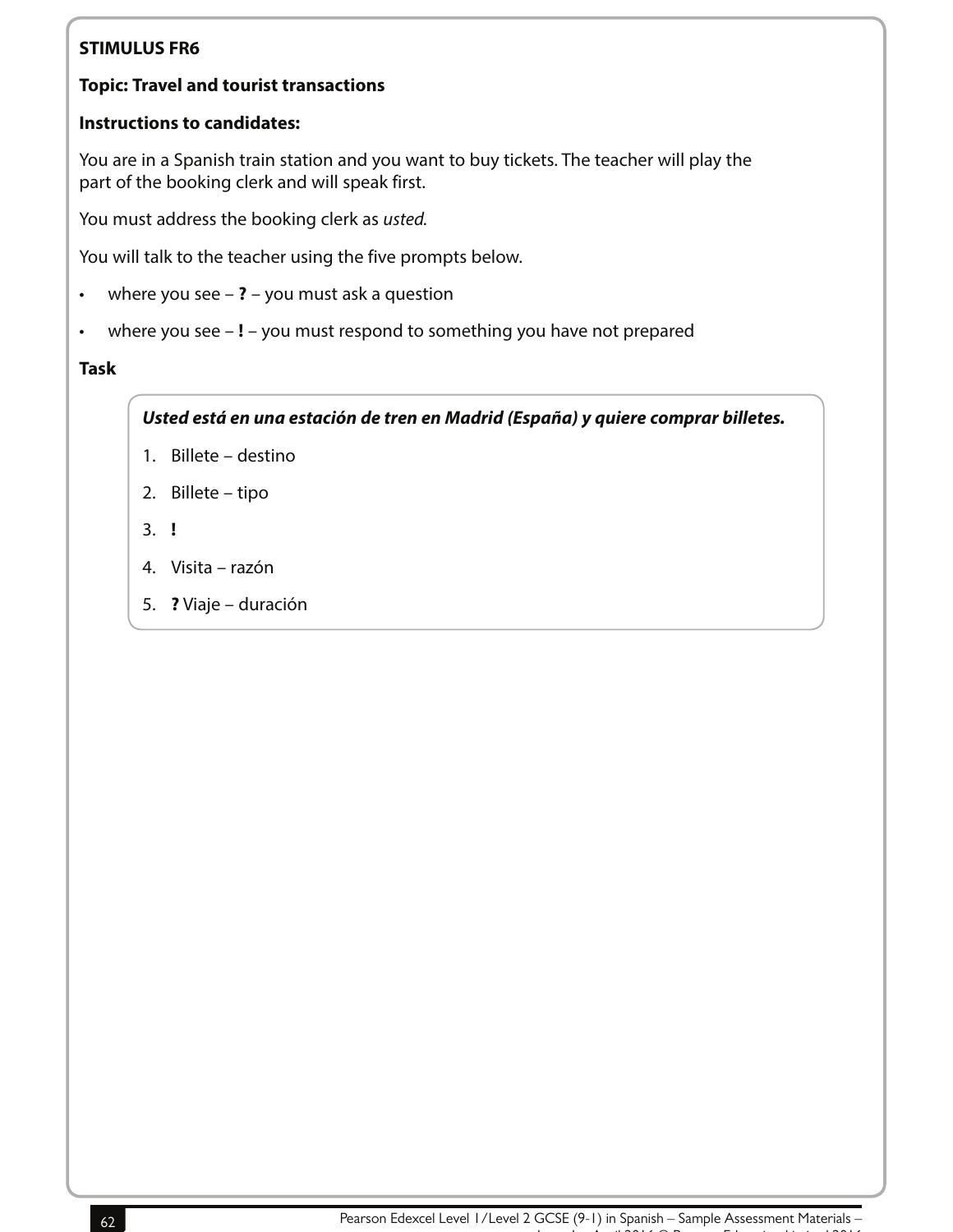**STIMULUS FR6**

**Topic: Travel and tourist transactions**

**Instructions to candidates:**

You are in a Spanish train station and you want to buy tickets. The teacher will play the part of the booking clerk and will speak first.

You must address the booking clerk as *usted.*

You will talk to the teacher using the five prompts below.

- where you see – **?** – you must ask a question
- where you see – **!** – you must respond to something you have not prepared

**Task**

***Usted está en una estación de tren en Madrid (España) y quiere comprar billetes.***

1. Billete – destino
2. Billete – tipo
3. **!**
4. Visita – razón
5. **?** Viaje – duración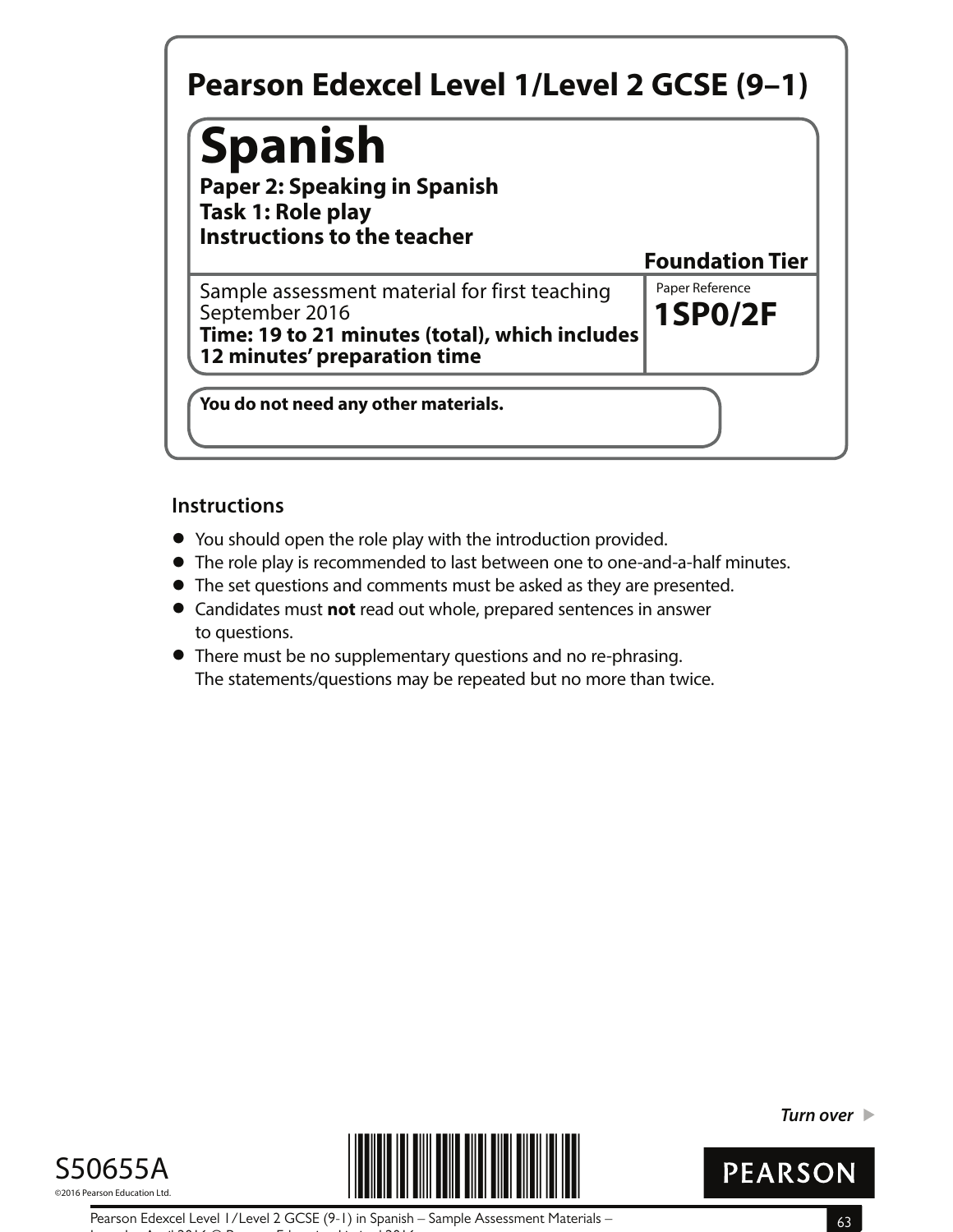# Pearson Edexcel Level 1/Level 2 GCSE (9–1)

## Spanish

**Paper 2: Speaking in Spanish**
**Task 1: Role play**
**Instructions to the teacher**

**Foundation Tier**

Sample assessment material for first teaching September 2016
**Time: 19 to 21 minutes (total), which includes 12 minutes' preparation time**

Paper Reference
**1SP0/2F**

**You do not need any other materials.**

### Instructions

- You should open the role play with the introduction provided.
- The role play is recommended to last between one to one-and-a-half minutes.
- The set questions and comments must be asked as they are presented.
- Candidates must **not** read out whole, prepared sentences in answer to questions.
- There must be no supplementary questions and no re-phrasing. The statements/questions may be repeated but no more than twice.

*Turn over* ▶

S50655A
©2016 Pearson Education Ltd.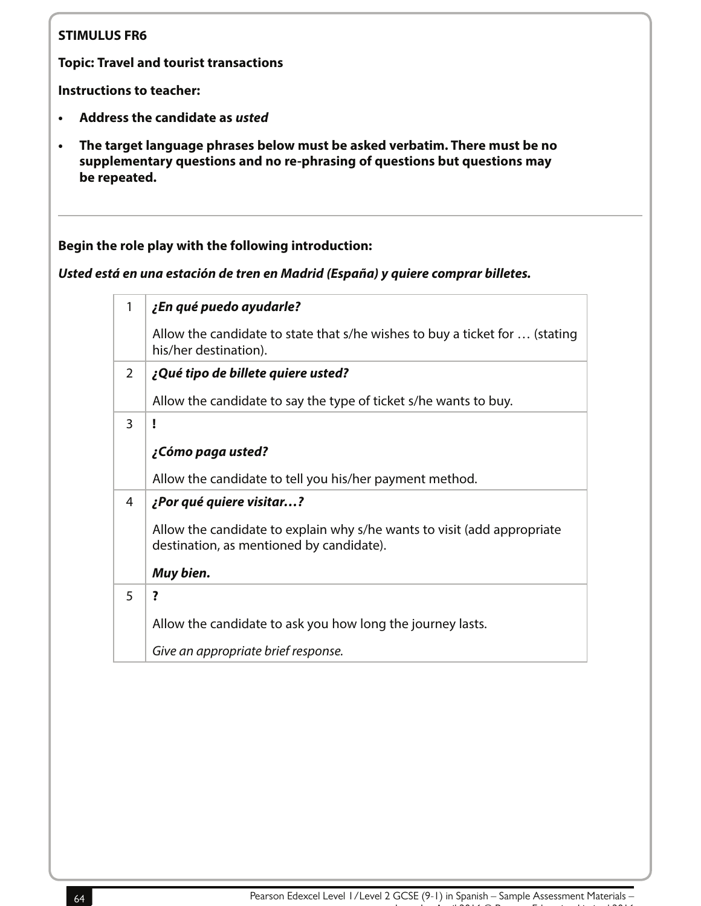**STIMULUS FR6**

**Topic: Travel and tourist transactions**

**Instructions to teacher:**

- **Address the candidate as *usted***
- **The target language phrases below must be asked verbatim. There must be no supplementary questions and no re-phrasing of questions but questions may be repeated.**

---

**Begin the role play with the following introduction:**

***Usted está en una estación de tren en Madrid (España) y quiere comprar billetes.***

| | |
|---|---|
| 1 | ***¿En qué puedo ayudarle?***<br><br>Allow the candidate to state that s/he wishes to buy a ticket for … (stating his/her destination). |
| 2 | ***¿Qué tipo de billete quiere usted?***<br><br>Allow the candidate to say the type of ticket s/he wants to buy. |
| 3 | **!**<br><br>***¿Cómo paga usted?***<br><br>Allow the candidate to tell you his/her payment method. |
| 4 | ***¿Por qué quiere visitar…?***<br><br>Allow the candidate to explain why s/he wants to visit (add appropriate destination, as mentioned by candidate).<br><br>***Muy bien.*** |
| 5 | **?**<br><br>Allow the candidate to ask you how long the journey lasts.<br><br>*Give an appropriate brief response.* |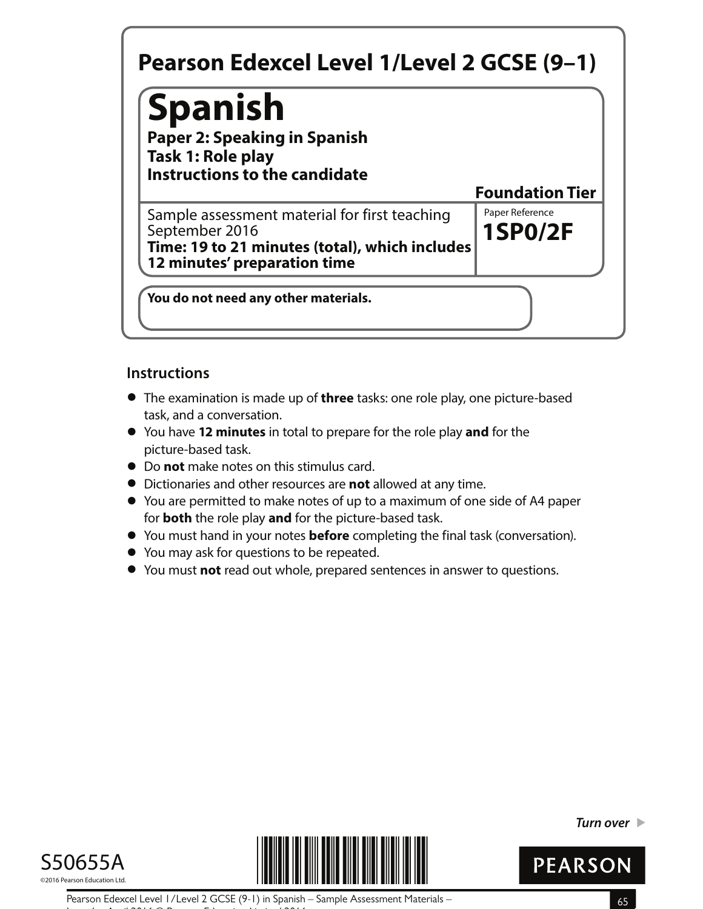# Pearson Edexcel Level 1/Level 2 GCSE (9–1)

## Spanish

**Paper 2: Speaking in Spanish**
**Task 1: Role play**
**Instructions to the candidate**

**Foundation Tier**

Sample assessment material for first teaching September 2016
**Time: 19 to 21 minutes (total), which includes 12 minutes' preparation time**

Paper Reference
**1SP0/2F**

**You do not need any other materials.**

### Instructions

- The examination is made up of **three** tasks: one role play, one picture-based task, and a conversation.
- You have **12 minutes** in total to prepare for the role play **and** for the picture-based task.
- Do **not** make notes on this stimulus card.
- Dictionaries and other resources are **not** allowed at any time.
- You are permitted to make notes of up to a maximum of one side of A4 paper for **both** the role play **and** for the picture-based task.
- You must hand in your notes **before** completing the final task (conversation).
- You may ask for questions to be repeated.
- You must **not** read out whole, prepared sentences in answer to questions.

*Turn over* ▶

S50655A
©2016 Pearson Education Ltd.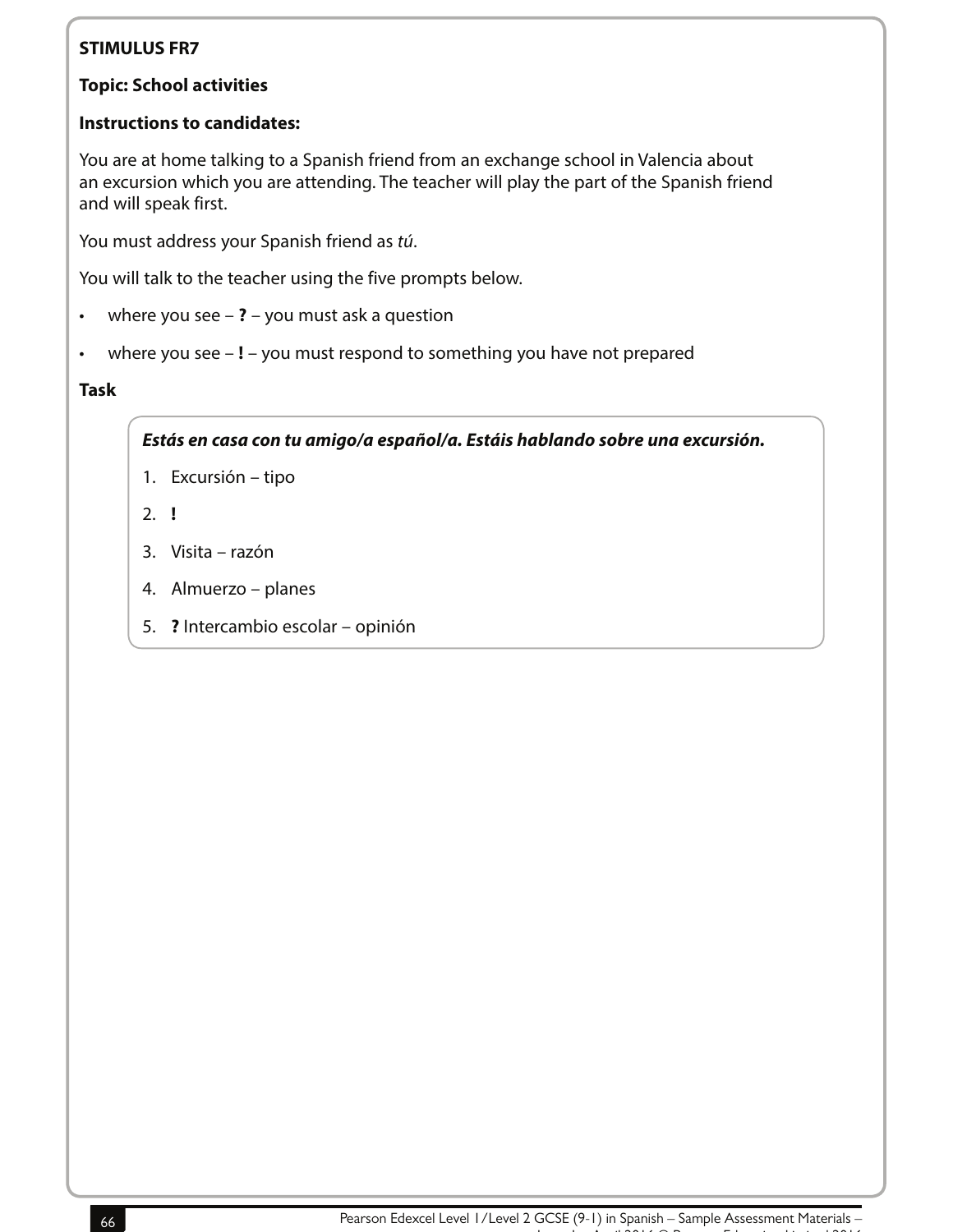**STIMULUS FR7**

**Topic: School activities**

**Instructions to candidates:**

You are at home talking to a Spanish friend from an exchange school in Valencia about an excursion which you are attending. The teacher will play the part of the Spanish friend and will speak first.

You must address your Spanish friend as *tú*.

You will talk to the teacher using the five prompts below.

- where you see – **?** – you must ask a question
- where you see – **!** – you must respond to something you have not prepared

**Task**

***Estás en casa con tu amigo/a español/a. Estáis hablando sobre una excursión.***

1. Excursión – tipo
2. **!**
3. Visita – razón
4. Almuerzo – planes
5. **?** Intercambio escolar – opinión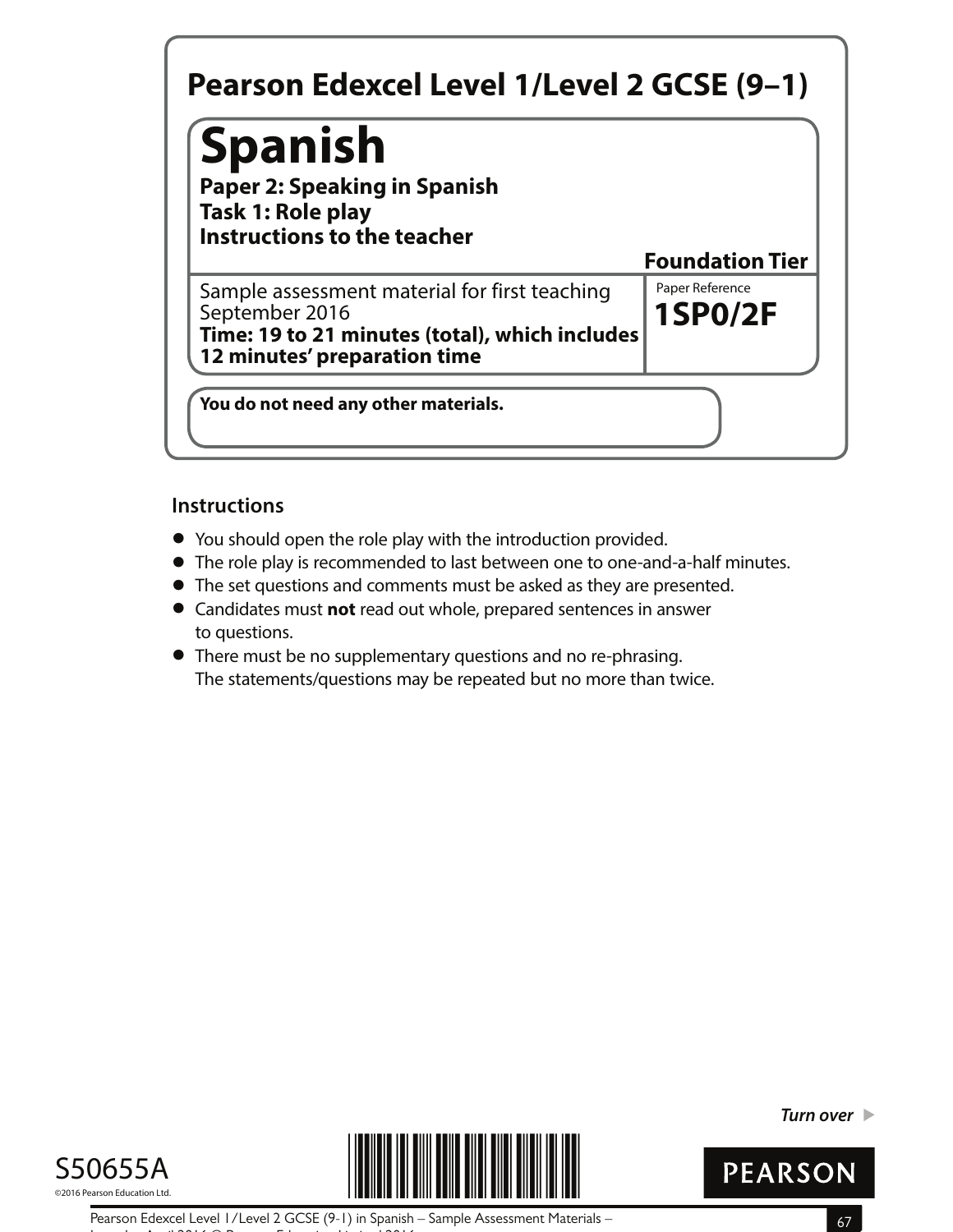# Pearson Edexcel Level 1/Level 2 GCSE (9–1)

# Spanish

**Paper 2: Speaking in Spanish**
**Task 1: Role play**
**Instructions to the teacher**

**Foundation Tier**

Sample assessment material for first teaching September 2016
**Time: 19 to 21 minutes (total), which includes 12 minutes' preparation time**

Paper Reference
**1SP0/2F**

**You do not need any other materials.**

## Instructions

- You should open the role play with the introduction provided.
- The role play is recommended to last between one to one-and-a-half minutes.
- The set questions and comments must be asked as they are presented.
- Candidates must **not** read out whole, prepared sentences in answer to questions.
- There must be no supplementary questions and no re-phrasing. The statements/questions may be repeated but no more than twice.

*Turn over* ▶

S50655A
©2016 Pearson Education Ltd.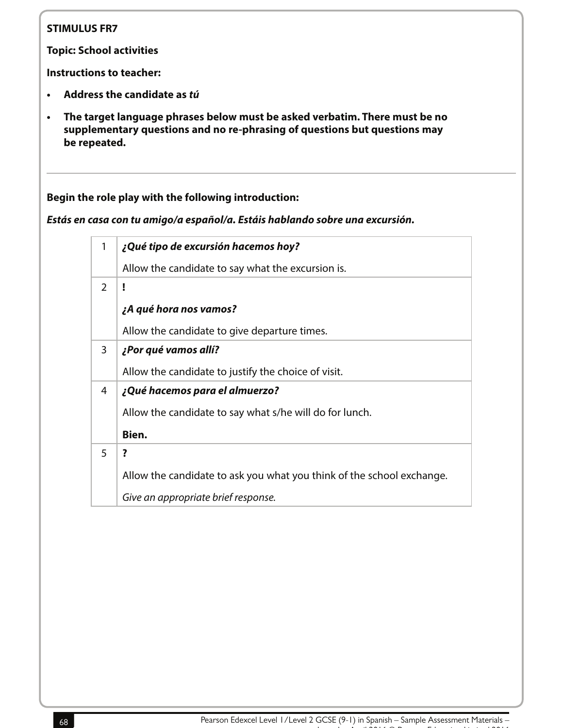**STIMULUS FR7**

**Topic: School activities**

**Instructions to teacher:**

- **Address the candidate as *tú***
- **The target language phrases below must be asked verbatim. There must be no supplementary questions and no re-phrasing of questions but questions may be repeated.**

---

**Begin the role play with the following introduction:**

***Estás en casa con tu amigo/a español/a. Estáis hablando sobre una excursión.***

| | |
|---|---|
| 1 | ***¿Qué tipo de excursión hacemos hoy?*** <br><br> Allow the candidate to say what the excursion is. |
| 2 | **!** <br><br> ***¿A qué hora nos vamos?*** <br><br> Allow the candidate to give departure times. |
| 3 | ***¿Por qué vamos allí?*** <br><br> Allow the candidate to justify the choice of visit. |
| 4 | ***¿Qué hacemos para el almuerzo?*** <br><br> Allow the candidate to say what s/he will do for lunch. <br><br> **Bien.** |
| 5 | **?** <br><br> Allow the candidate to ask you what you think of the school exchange. <br><br> *Give an appropriate brief response.* |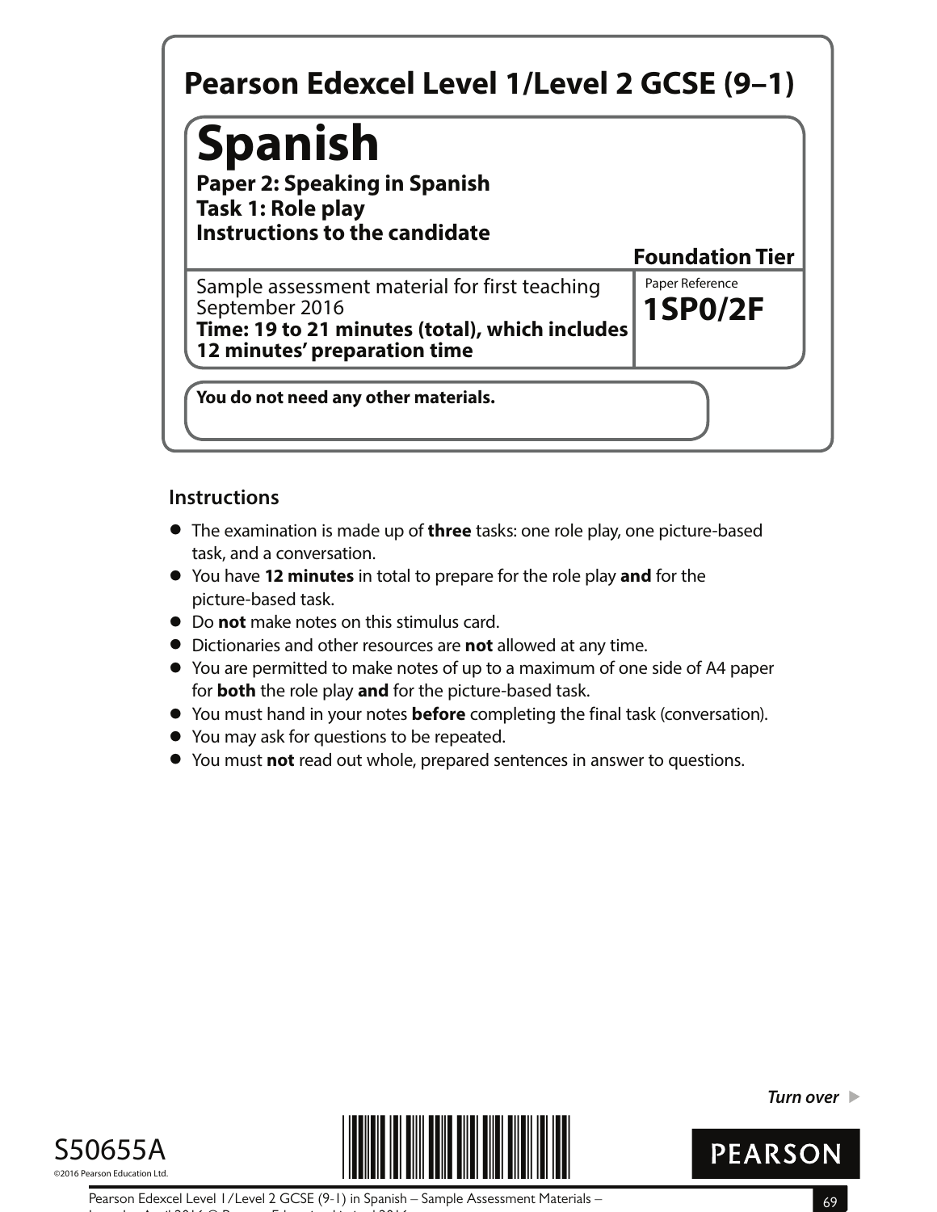# Pearson Edexcel Level 1/Level 2 GCSE (9–1)

## Spanish

**Paper 2: Speaking in Spanish**
**Task 1: Role play**
**Instructions to the candidate**

**Foundation Tier**

Sample assessment material for first teaching September 2016
**Time: 19 to 21 minutes (total), which includes 12 minutes' preparation time**

Paper Reference
**1SP0/2F**

**You do not need any other materials.**

### Instructions

- The examination is made up of **three** tasks: one role play, one picture-based task, and a conversation.
- You have **12 minutes** in total to prepare for the role play **and** for the picture-based task.
- Do **not** make notes on this stimulus card.
- Dictionaries and other resources are **not** allowed at any time.
- You are permitted to make notes of up to a maximum of one side of A4 paper for **both** the role play **and** for the picture-based task.
- You must hand in your notes **before** completing the final task (conversation).
- You may ask for questions to be repeated.
- You must **not** read out whole, prepared sentences in answer to questions.

*Turn over* ▶

S50655A
©2016 Pearson Education Ltd.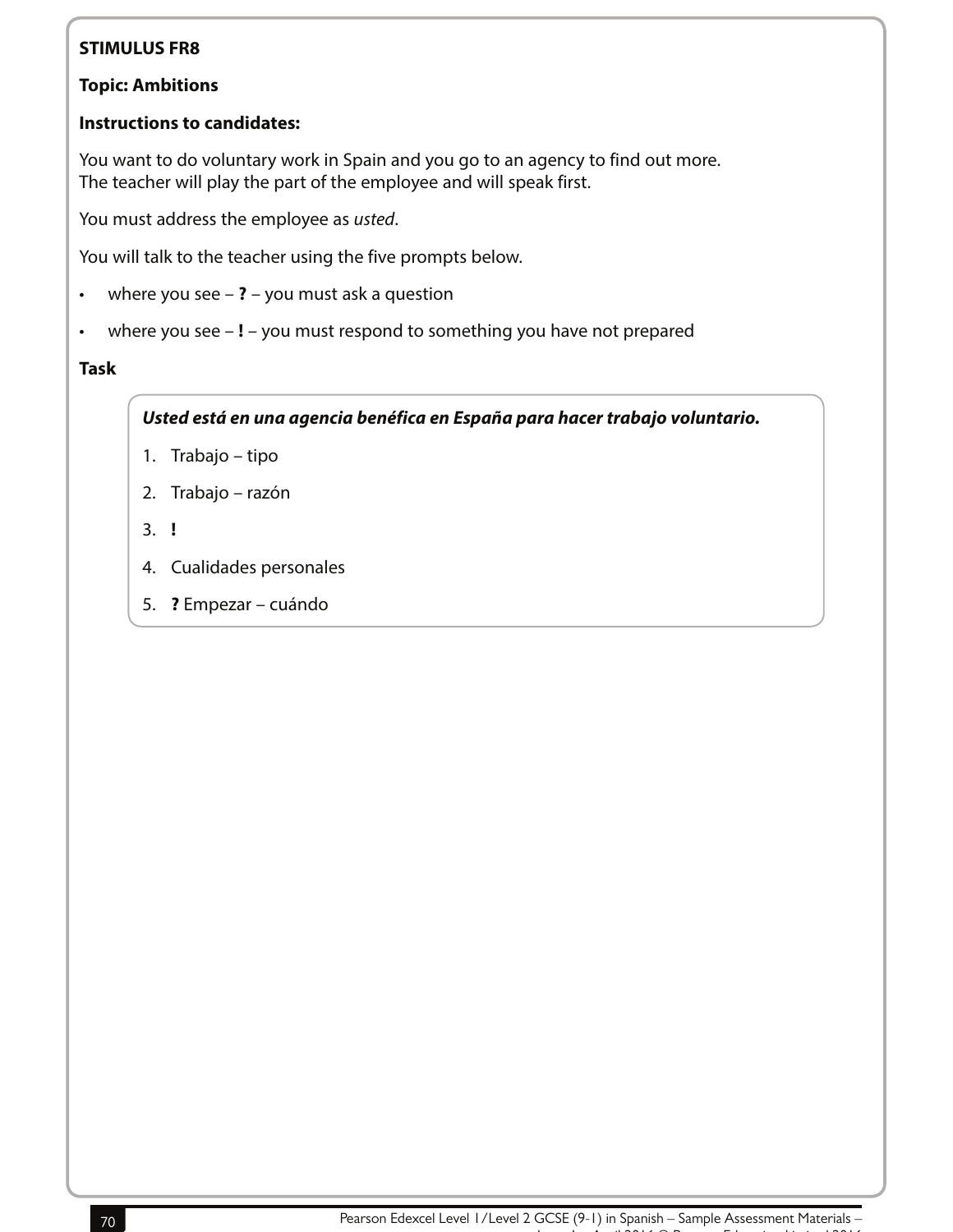**STIMULUS FR8**

**Topic: Ambitions**

**Instructions to candidates:**

You want to do voluntary work in Spain and you go to an agency to find out more.
The teacher will play the part of the employee and will speak first.

You must address the employee as *usted*.

You will talk to the teacher using the five prompts below.

- where you see – **?** – you must ask a question
- where you see – **!** – you must respond to something you have not prepared

**Task**

***Usted está en una agencia benéfica en España para hacer trabajo voluntario.***

1. Trabajo – tipo
2. Trabajo – razón
3. **!**
4. Cualidades personales
5. **?** Empezar – cuándo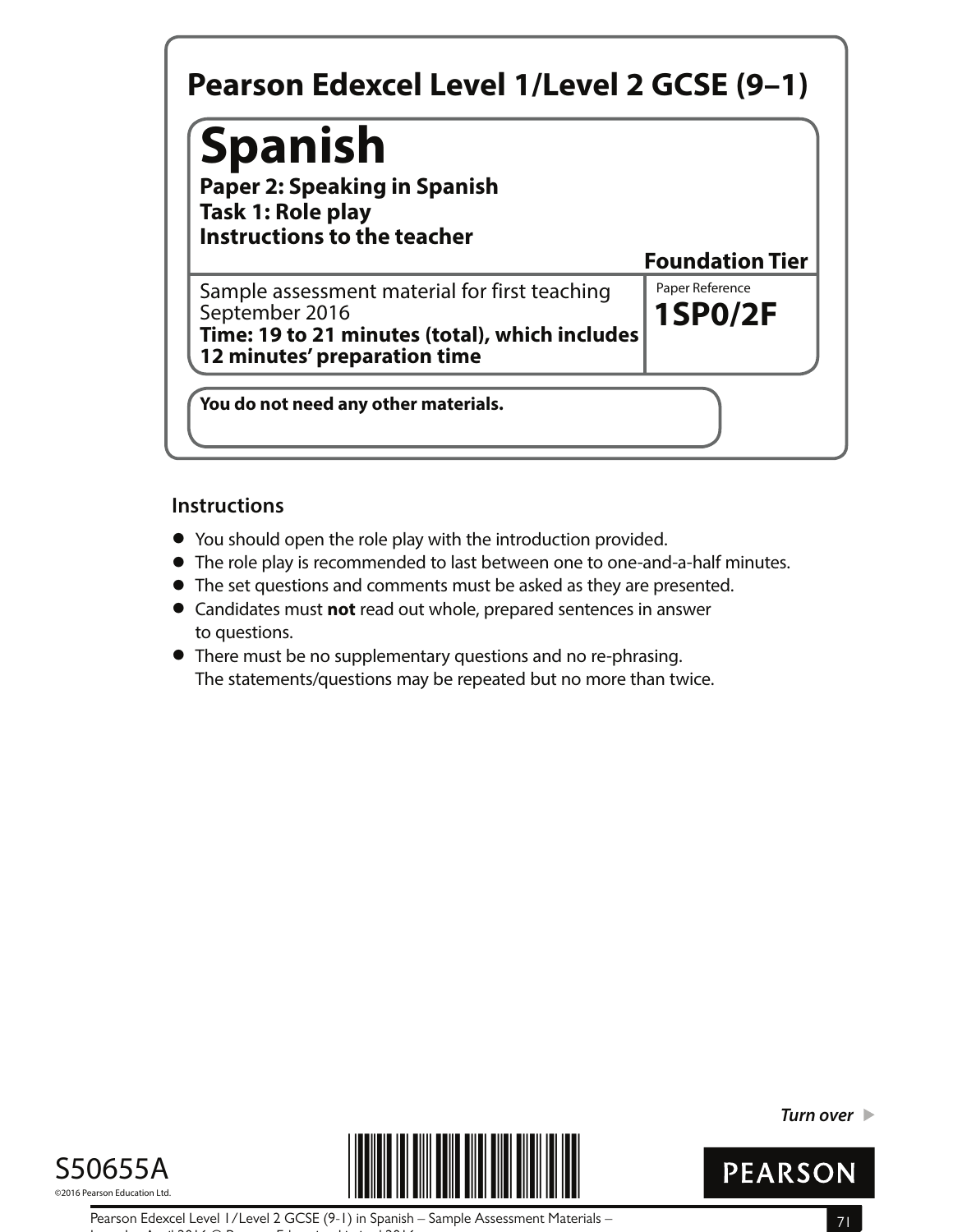# Pearson Edexcel Level 1/Level 2 GCSE (9–1)

# Spanish

**Paper 2: Speaking in Spanish**
**Task 1: Role play**
**Instructions to the teacher**

**Foundation Tier**

Sample assessment material for first teaching September 2016
**Time: 19 to 21 minutes (total), which includes 12 minutes' preparation time**

Paper Reference
**1SP0/2F**

**You do not need any other materials.**

## Instructions

- You should open the role play with the introduction provided.
- The role play is recommended to last between one to one-and-a-half minutes.
- The set questions and comments must be asked as they are presented.
- Candidates must **not** read out whole, prepared sentences in answer to questions.
- There must be no supplementary questions and no re-phrasing. The statements/questions may be repeated but no more than twice.

*Turn over* ▶

S50655A
©2016 Pearson Education Ltd.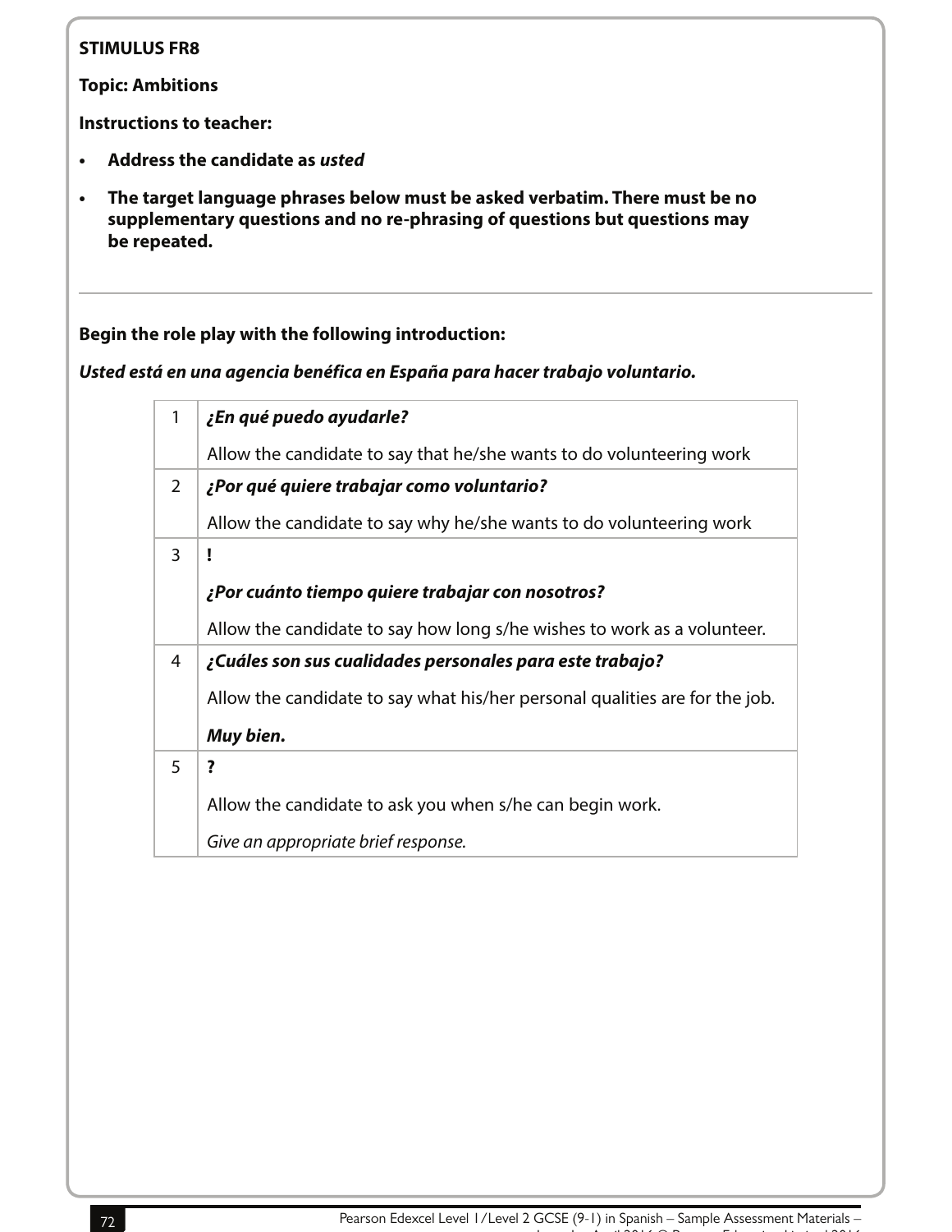**STIMULUS FR8**

**Topic: Ambitions**

**Instructions to teacher:**

- **Address the candidate as *usted***
- **The target language phrases below must be asked verbatim. There must be no supplementary questions and no re-phrasing of questions but questions may be repeated.**

---

**Begin the role play with the following introduction:**

***Usted está en una agencia benéfica en España para hacer trabajo voluntario.***

| | |
|---|---|
| 1 | ***¿En qué puedo ayudarle?***<br><br>Allow the candidate to say that he/she wants to do volunteering work |
| 2 | ***¿Por qué quiere trabajar como voluntario?***<br><br>Allow the candidate to say why he/she wants to do volunteering work |
| 3 | **!**<br><br>***¿Por cuánto tiempo quiere trabajar con nosotros?***<br><br>Allow the candidate to say how long s/he wishes to work as a volunteer. |
| 4 | ***¿Cuáles son sus cualidades personales para este trabajo?***<br><br>Allow the candidate to say what his/her personal qualities are for the job.<br><br>***Muy bien.*** |
| 5 | **?**<br><br>Allow the candidate to ask you when s/he can begin work.<br><br>*Give an appropriate brief response.* |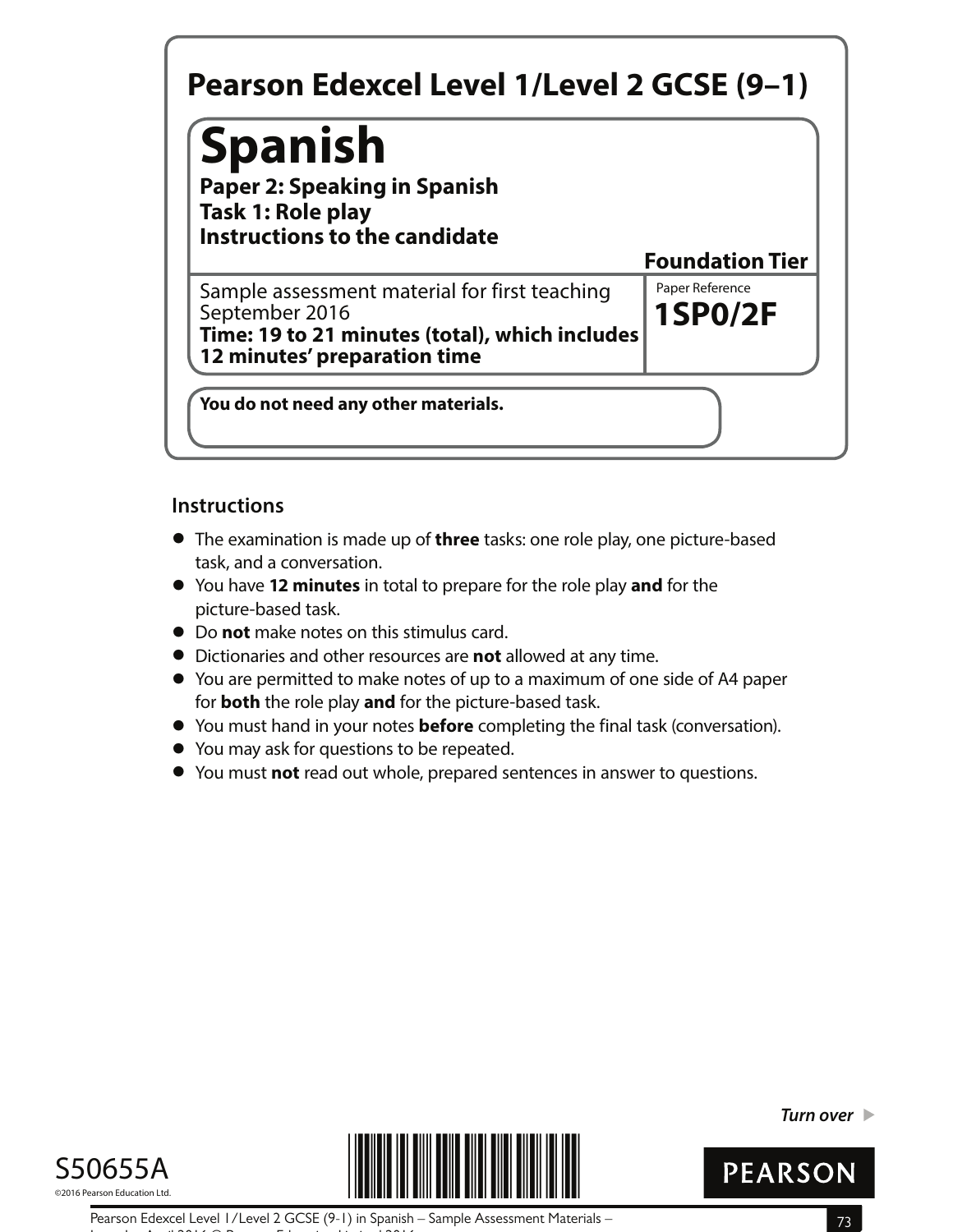# Pearson Edexcel Level 1/Level 2 GCSE (9–1)

## Spanish

**Paper 2: Speaking in Spanish**
**Task 1: Role play**
**Instructions to the candidate**

**Foundation Tier**

Sample assessment material for first teaching September 2016
**Time: 19 to 21 minutes (total), which includes 12 minutes' preparation time**

Paper Reference
**1SP0/2F**

**You do not need any other materials.**

### Instructions

- The examination is made up of **three** tasks: one role play, one picture-based task, and a conversation.
- You have **12 minutes** in total to prepare for the role play **and** for the picture-based task.
- Do **not** make notes on this stimulus card.
- Dictionaries and other resources are **not** allowed at any time.
- You are permitted to make notes of up to a maximum of one side of A4 paper for **both** the role play **and** for the picture-based task.
- You must hand in your notes **before** completing the final task (conversation).
- You may ask for questions to be repeated.
- You must **not** read out whole, prepared sentences in answer to questions.

*Turn over* ▶

S50655A

©2016 Pearson Education Ltd.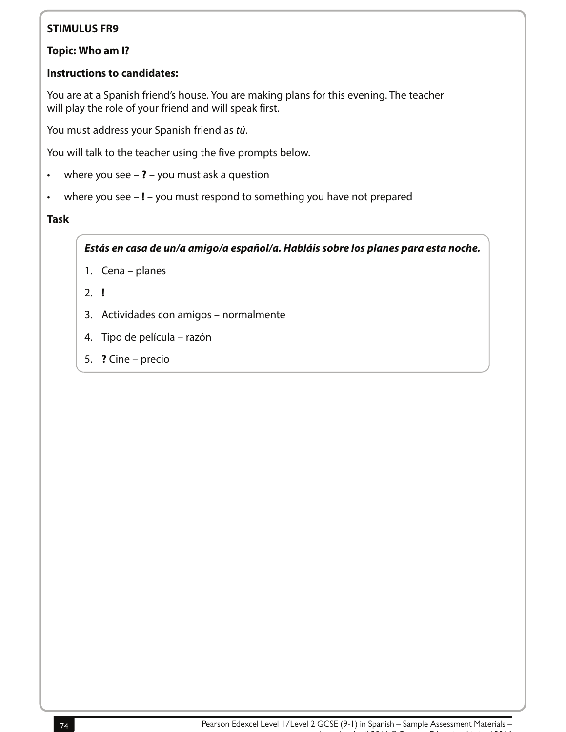**STIMULUS FR9**

**Topic: Who am I?**

**Instructions to candidates:**

You are at a Spanish friend's house. You are making plans for this evening. The teacher will play the role of your friend and will speak first.

You must address your Spanish friend as *tú*.

You will talk to the teacher using the five prompts below.

- where you see – **?** – you must ask a question
- where you see – **!** – you must respond to something you have not prepared

**Task**

***Estás en casa de un/a amigo/a español/a. Habláis sobre los planes para esta noche.***

1. Cena – planes
2. **!**
3. Actividades con amigos – normalmente
4. Tipo de película – razón
5. **?** Cine – precio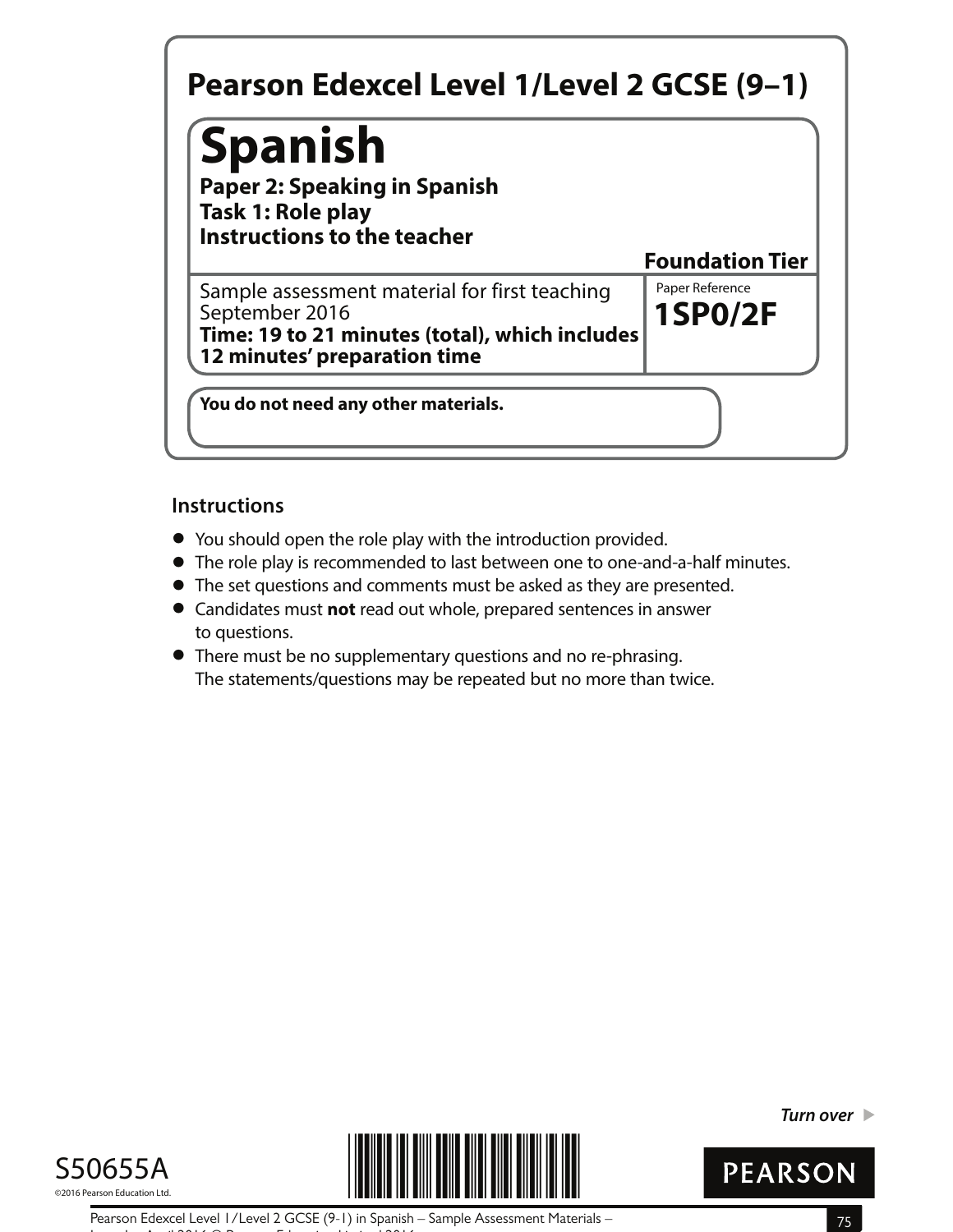# Pearson Edexcel Level 1/Level 2 GCSE (9–1)

# Spanish

**Paper 2: Speaking in Spanish**
**Task 1: Role play**
**Instructions to the teacher**

**Foundation Tier**

Sample assessment material for first teaching September 2016
**Time: 19 to 21 minutes (total), which includes 12 minutes' preparation time**

Paper Reference
**1SP0/2F**

**You do not need any other materials.**

## Instructions

- You should open the role play with the introduction provided.
- The role play is recommended to last between one to one-and-a-half minutes.
- The set questions and comments must be asked as they are presented.
- Candidates must **not** read out whole, prepared sentences in answer to questions.
- There must be no supplementary questions and no re-phrasing. The statements/questions may be repeated but no more than twice.

*Turn over*

S50655A
©2016 Pearson Education Ltd.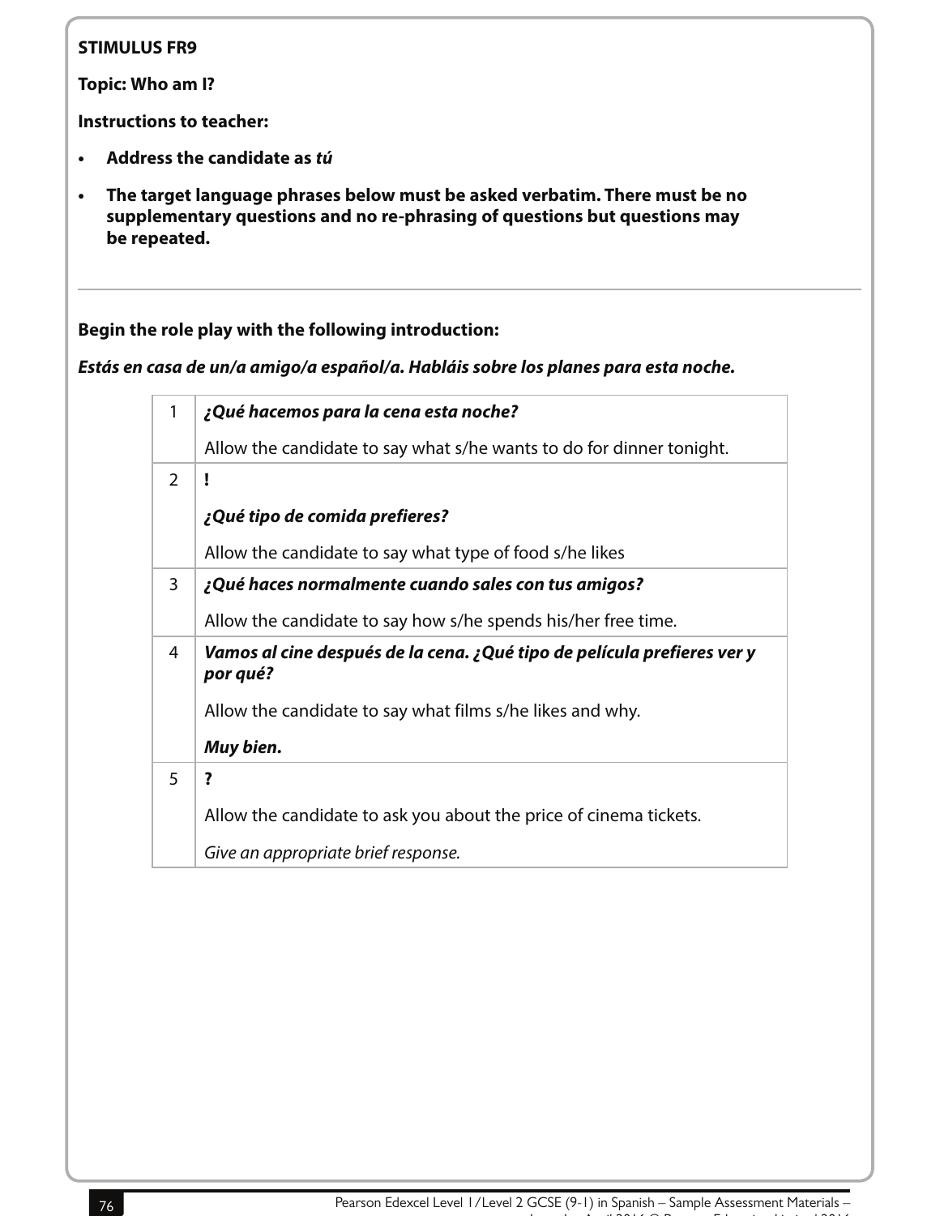**STIMULUS FR9**

**Topic: Who am I?**

**Instructions to teacher:**

- **Address the candidate as *tú***
- **The target language phrases below must be asked verbatim. There must be no supplementary questions and no re-phrasing of questions but questions may be repeated.**

---

**Begin the role play with the following introduction:**

***Estás en casa de un/a amigo/a español/a. Habláis sobre los planes para esta noche.***

| | |
|---|---|
| 1 | ***¿Qué hacemos para la cena esta noche?***<br><br>Allow the candidate to say what s/he wants to do for dinner tonight. |
| 2 | **!**<br><br>***¿Qué tipo de comida prefieres?***<br><br>Allow the candidate to say what type of food s/he likes |
| 3 | ***¿Qué haces normalmente cuando sales con tus amigos?***<br><br>Allow the candidate to say how s/he spends his/her free time. |
| 4 | ***Vamos al cine después de la cena. ¿Qué tipo de película prefieres ver y por qué?***<br><br>Allow the candidate to say what films s/he likes and why.<br><br>***Muy bien.*** |
| 5 | **?**<br><br>Allow the candidate to ask you about the price of cinema tickets.<br><br>*Give an appropriate brief response.* |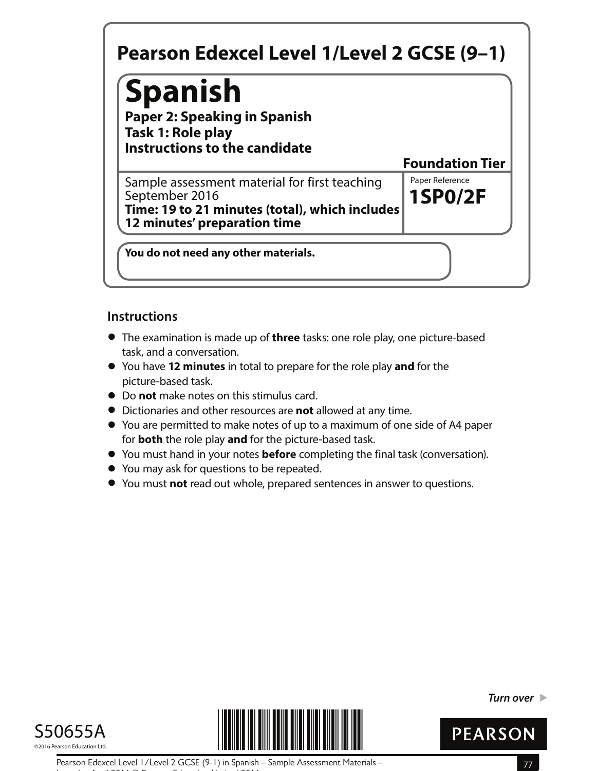# Pearson Edexcel Level 1/Level 2 GCSE (9–1)

# Spanish

**Paper 2: Speaking in Spanish**
**Task 1: Role play**
**Instructions to the candidate**

**Foundation Tier**

Sample assessment material for first teaching September 2016
**Time: 19 to 21 minutes (total), which includes 12 minutes' preparation time**

Paper Reference
**1SP0/2F**

**You do not need any other materials.**

## Instructions

- The examination is made up of **three** tasks: one role play, one picture-based task, and a conversation.
- You have **12 minutes** in total to prepare for the role play **and** for the picture-based task.
- Do **not** make notes on this stimulus card.
- Dictionaries and other resources are **not** allowed at any time.
- You are permitted to make notes of up to a maximum of one side of A4 paper for **both** the role play **and** for the picture-based task.
- You must hand in your notes **before** completing the final task (conversation).
- You may ask for questions to be repeated.
- You must **not** read out whole, prepared sentences in answer to questions.

*Turn over* ▶

S50655A
©2016 Pearson Education Ltd.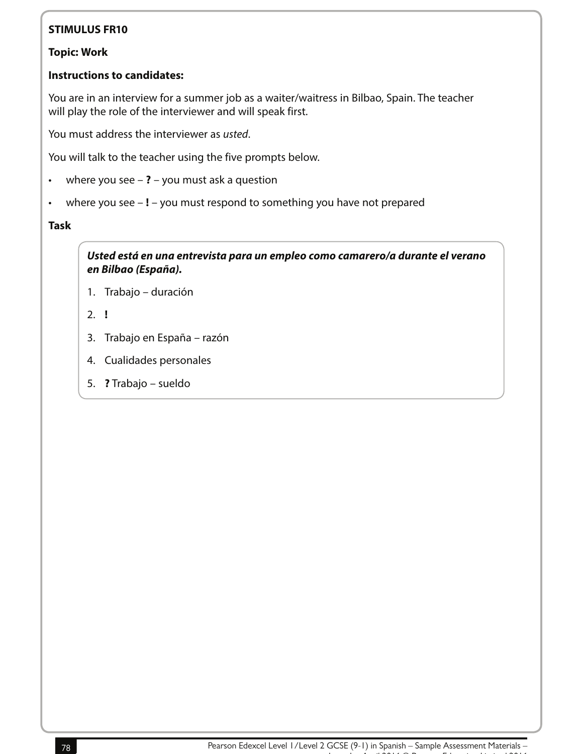**STIMULUS FR10**

**Topic: Work**

**Instructions to candidates:**

You are in an interview for a summer job as a waiter/waitress in Bilbao, Spain. The teacher will play the role of the interviewer and will speak first.

You must address the interviewer as *usted*.

You will talk to the teacher using the five prompts below.

- where you see – **?** – you must ask a question
- where you see – **!** – you must respond to something you have not prepared

**Task**

***Usted está en una entrevista para un empleo como camarero/a durante el verano en Bilbao (España).***

1. Trabajo – duración
2. **!**
3. Trabajo en España – razón
4. Cualidades personales
5. **?** Trabajo – sueldo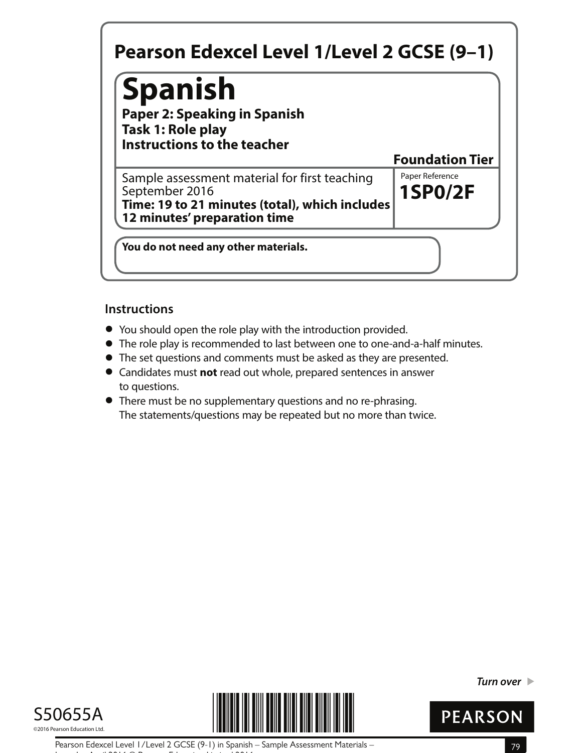# Pearson Edexcel Level 1/Level 2 GCSE (9–1)

## Spanish

**Paper 2: Speaking in Spanish**
**Task 1: Role play**
**Instructions to the teacher**

**Foundation Tier**

Sample assessment material for first teaching September 2016
**Time: 19 to 21 minutes (total), which includes 12 minutes' preparation time**

Paper Reference
**1SP0/2F**

**You do not need any other materials.**

### Instructions

- You should open the role play with the introduction provided.
- The role play is recommended to last between one to one-and-a-half minutes.
- The set questions and comments must be asked as they are presented.
- Candidates must **not** read out whole, prepared sentences in answer to questions.
- There must be no supplementary questions and no re-phrasing. The statements/questions may be repeated but no more than twice.

*Turn over*

S50655A
©2016 Pearson Education Ltd.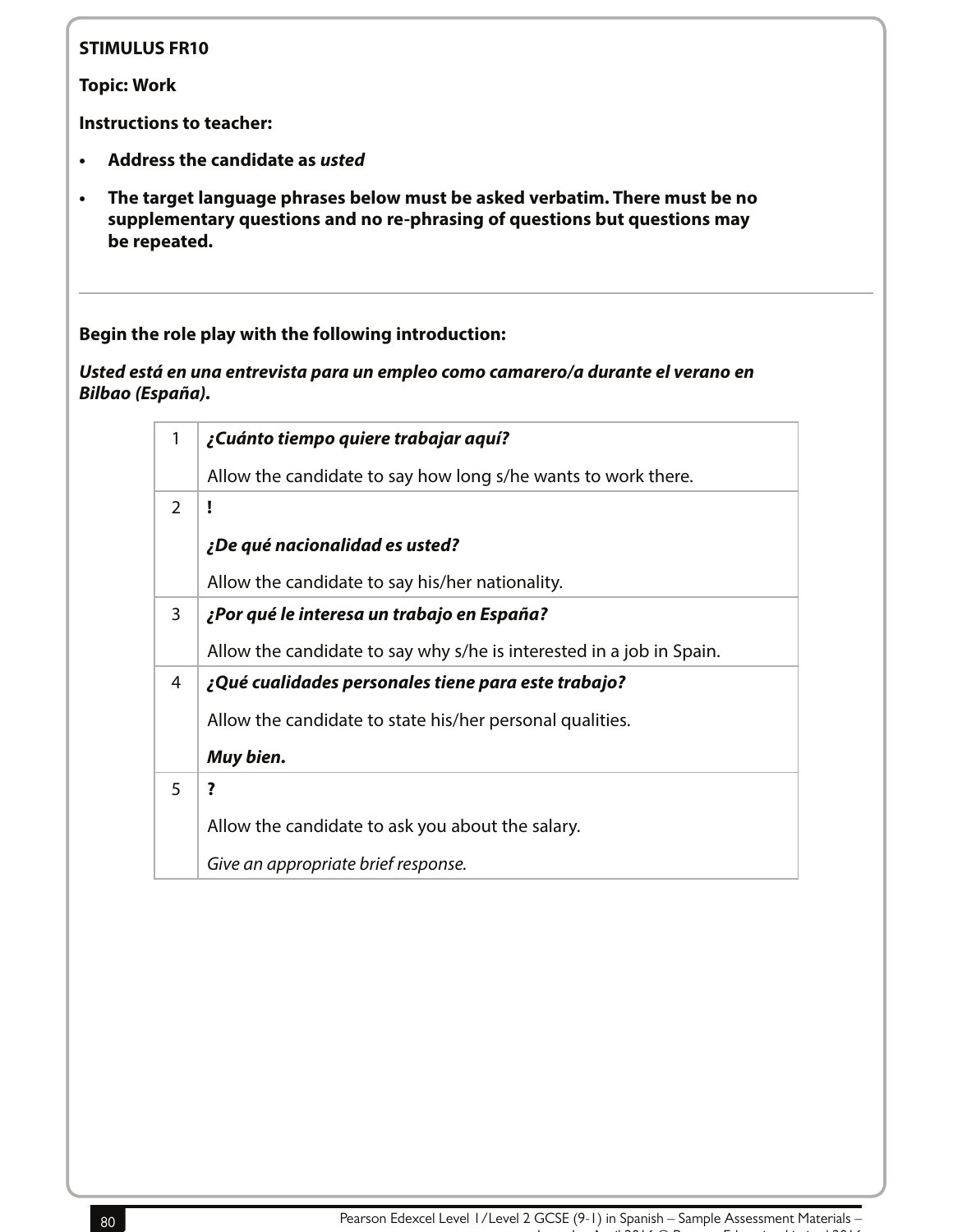**STIMULUS FR10**

**Topic: Work**

**Instructions to teacher:**

- **Address the candidate as *usted***
- **The target language phrases below must be asked verbatim. There must be no supplementary questions and no re-phrasing of questions but questions may be repeated.**

---

**Begin the role play with the following introduction:**

***Usted está en una entrevista para un empleo como camarero/a durante el verano en Bilbao (España).***

| | |
|---|---|
| 1 | ***¿Cuánto tiempo quiere trabajar aquí?***<br><br>Allow the candidate to say how long s/he wants to work there. |
| 2 | **!**<br><br>***¿De qué nacionalidad es usted?***<br><br>Allow the candidate to say his/her nationality. |
| 3 | ***¿Por qué le interesa un trabajo en España?***<br><br>Allow the candidate to say why s/he is interested in a job in Spain. |
| 4 | ***¿Qué cualidades personales tiene para este trabajo?***<br><br>Allow the candidate to state his/her personal qualities.<br><br>***Muy bien.*** |
| 5 | **?**<br><br>Allow the candidate to ask you about the salary.<br><br>*Give an appropriate brief response.* |